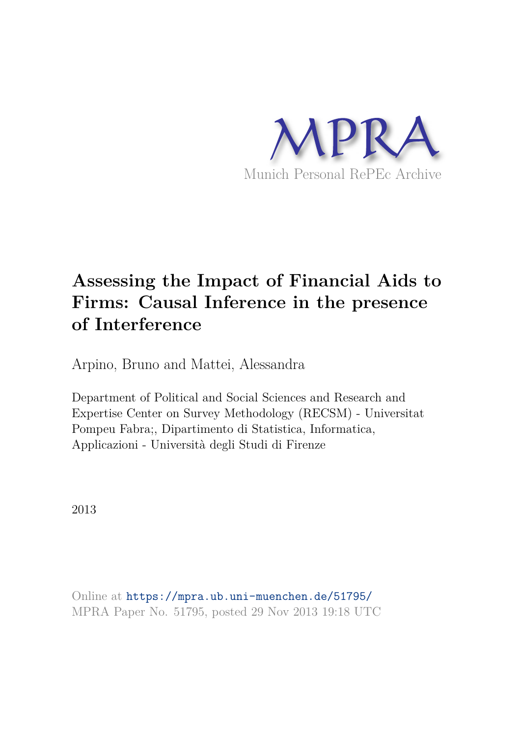MPRA

Munich Personal RePEc Archive

# Assessing the Impact of Financial Aids to Firms: Causal Inference in the presence of Interference

Arpino, Bruno and Mattei, Alessandra

Department of Political and Social Sciences and Research and Expertise Center on Survey Methodology (RECSM) - Universitat Pompeu Fabra;, Dipartimento di Statistica, Informatica, Applicazioni - Università degli Studi di Firenze

2013

Online at https://mpra.ub.uni-muenchen.de/51795/
MPRA Paper No. 51795, posted 29 Nov 2013 19:18 UTC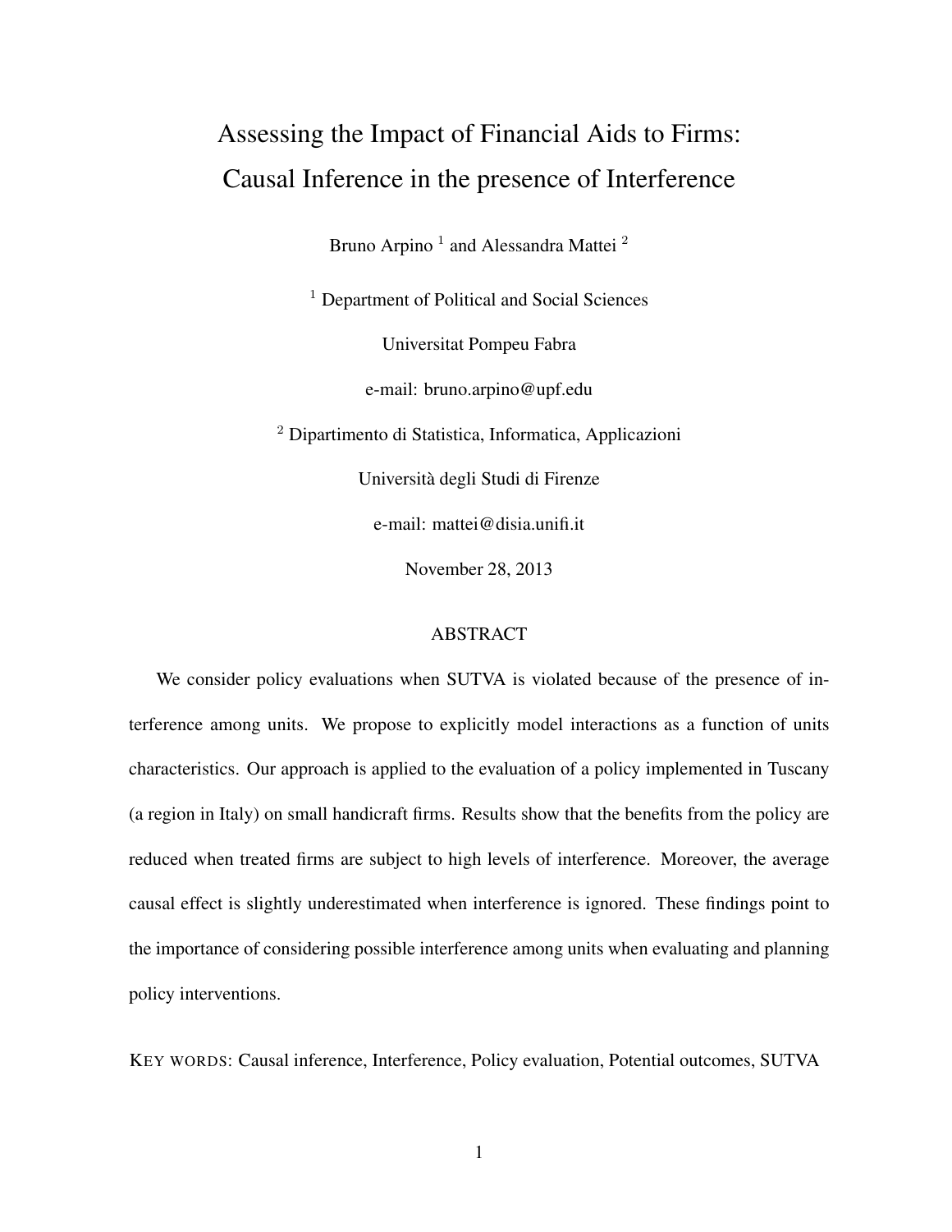# Assessing the Impact of Financial Aids to Firms: Causal Inference in the presence of Interference

Bruno Arpino [1] and Alessandra Mattei [2]

[1] Department of Political and Social Sciences

Universitat Pompeu Fabra

e-mail: bruno.arpino@upf.edu

[2] Dipartimento di Statistica, Informatica, Applicazioni

Università degli Studi di Firenze

e-mail: mattei@disia.unifi.it

November 28, 2013

## ABSTRACT

We consider policy evaluations when SUTVA is violated because of the presence of interference among units. We propose to explicitly model interactions as a function of units characteristics. Our approach is applied to the evaluation of a policy implemented in Tuscany (a region in Italy) on small handicraft firms. Results show that the benefits from the policy are reduced when treated firms are subject to high levels of interference. Moreover, the average causal effect is slightly underestimated when interference is ignored. These findings point to the importance of considering possible interference among units when evaluating and planning policy interventions.

KEY WORDS: Causal inference, Interference, Policy evaluation, Potential outcomes, SUTVA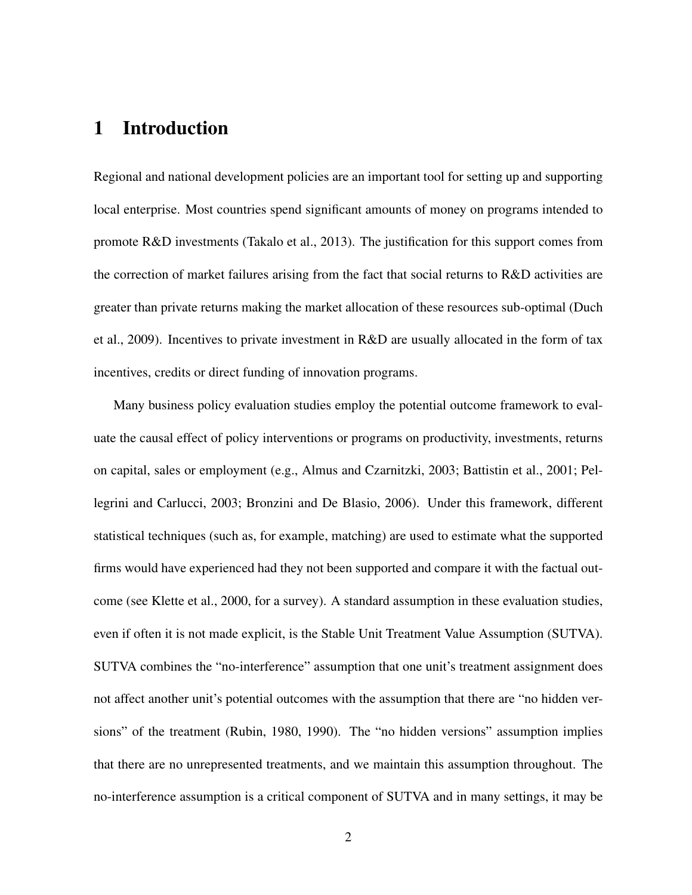# 1 Introduction

Regional and national development policies are an important tool for setting up and supporting local enterprise. Most countries spend significant amounts of money on programs intended to promote R&D investments (Takalo et al., 2013). The justification for this support comes from the correction of market failures arising from the fact that social returns to R&D activities are greater than private returns making the market allocation of these resources sub-optimal (Duch et al., 2009). Incentives to private investment in R&D are usually allocated in the form of tax incentives, credits or direct funding of innovation programs.

Many business policy evaluation studies employ the potential outcome framework to evaluate the causal effect of policy interventions or programs on productivity, investments, returns on capital, sales or employment (e.g., Almus and Czarnitzki, 2003; Battistin et al., 2001; Pellegrini and Carlucci, 2003; Bronzini and De Blasio, 2006). Under this framework, different statistical techniques (such as, for example, matching) are used to estimate what the supported firms would have experienced had they not been supported and compare it with the factual outcome (see Klette et al., 2000, for a survey). A standard assumption in these evaluation studies, even if often it is not made explicit, is the Stable Unit Treatment Value Assumption (SUTVA). SUTVA combines the "no-interference" assumption that one unit's treatment assignment does not affect another unit's potential outcomes with the assumption that there are "no hidden versions" of the treatment (Rubin, 1980, 1990). The "no hidden versions" assumption implies that there are no unrepresented treatments, and we maintain this assumption throughout. The no-interference assumption is a critical component of SUTVA and in many settings, it may be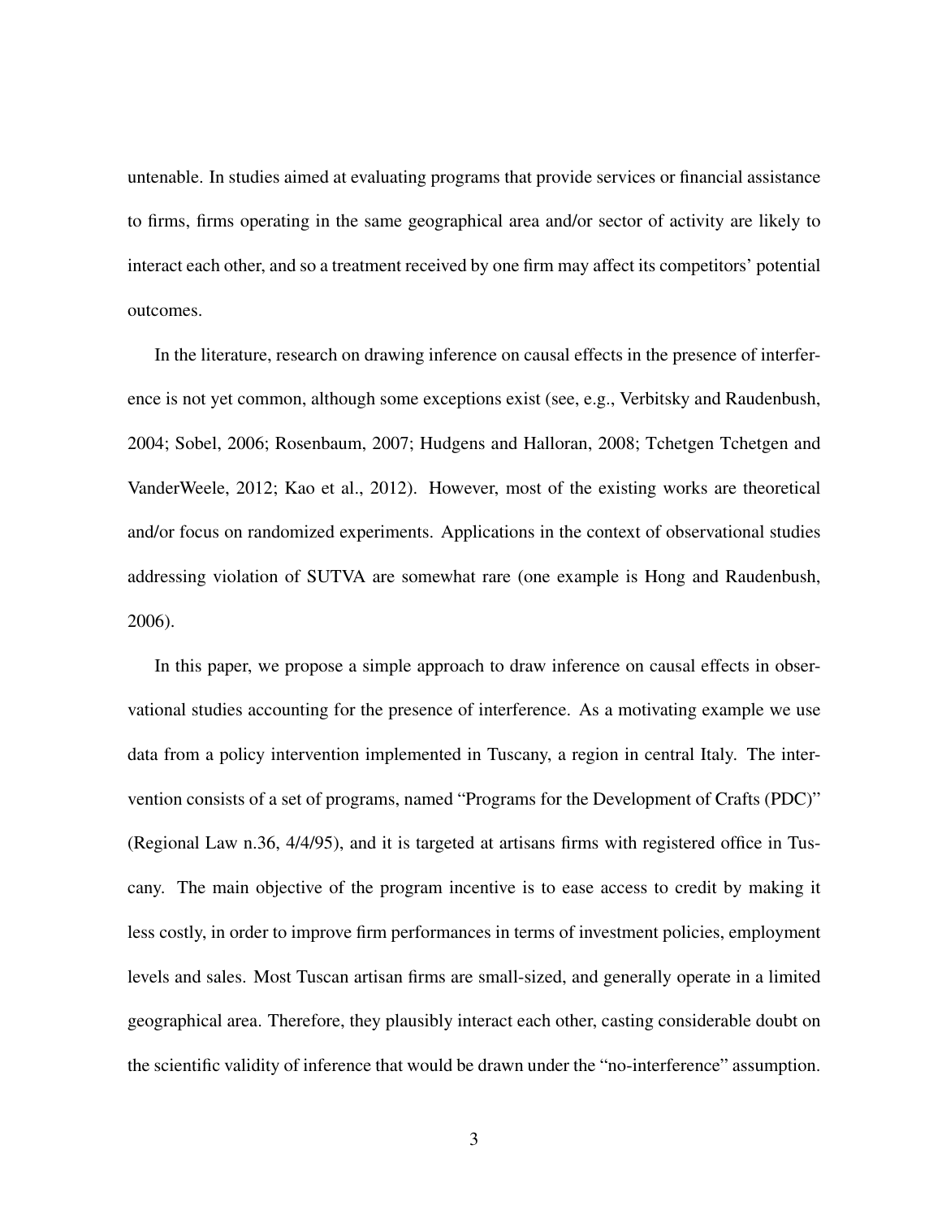untenable. In studies aimed at evaluating programs that provide services or financial assistance to firms, firms operating in the same geographical area and/or sector of activity are likely to interact each other, and so a treatment received by one firm may affect its competitors' potential outcomes.

In the literature, research on drawing inference on causal effects in the presence of interference is not yet common, although some exceptions exist (see, e.g., Verbitsky and Raudenbush, 2004; Sobel, 2006; Rosenbaum, 2007; Hudgens and Halloran, 2008; Tchetgen Tchetgen and VanderWeele, 2012; Kao et al., 2012). However, most of the existing works are theoretical and/or focus on randomized experiments. Applications in the context of observational studies addressing violation of SUTVA are somewhat rare (one example is Hong and Raudenbush, 2006).

In this paper, we propose a simple approach to draw inference on causal effects in observational studies accounting for the presence of interference. As a motivating example we use data from a policy intervention implemented in Tuscany, a region in central Italy. The intervention consists of a set of programs, named "Programs for the Development of Crafts (PDC)" (Regional Law n.36, 4/4/95), and it is targeted at artisans firms with registered office in Tuscany. The main objective of the program incentive is to ease access to credit by making it less costly, in order to improve firm performances in terms of investment policies, employment levels and sales. Most Tuscan artisan firms are small-sized, and generally operate in a limited geographical area. Therefore, they plausibly interact each other, casting considerable doubt on the scientific validity of inference that would be drawn under the "no-interference" assumption.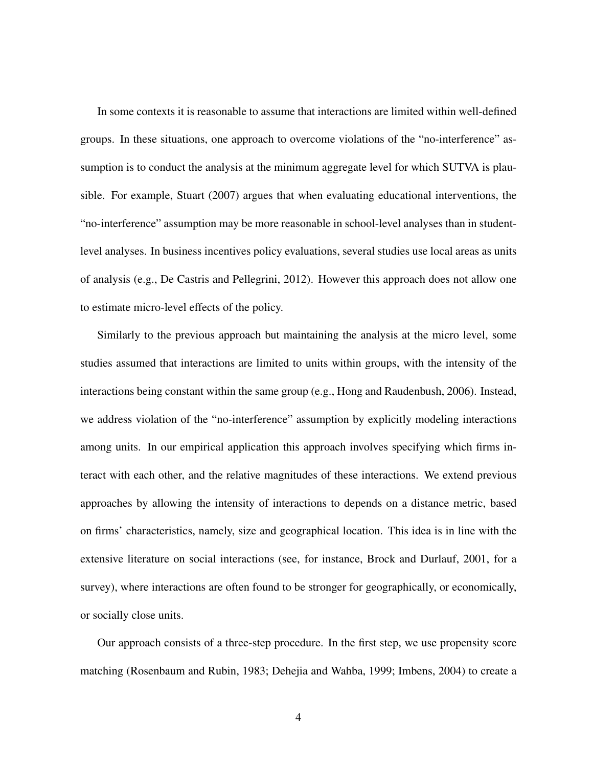In some contexts it is reasonable to assume that interactions are limited within well-defined groups. In these situations, one approach to overcome violations of the "no-interference" assumption is to conduct the analysis at the minimum aggregate level for which SUTVA is plausible. For example, Stuart (2007) argues that when evaluating educational interventions, the "no-interference" assumption may be more reasonable in school-level analyses than in student-level analyses. In business incentives policy evaluations, several studies use local areas as units of analysis (e.g., De Castris and Pellegrini, 2012). However this approach does not allow one to estimate micro-level effects of the policy.

Similarly to the previous approach but maintaining the analysis at the micro level, some studies assumed that interactions are limited to units within groups, with the intensity of the interactions being constant within the same group (e.g., Hong and Raudenbush, 2006). Instead, we address violation of the "no-interference" assumption by explicitly modeling interactions among units. In our empirical application this approach involves specifying which firms interact with each other, and the relative magnitudes of these interactions. We extend previous approaches by allowing the intensity of interactions to depends on a distance metric, based on firms' characteristics, namely, size and geographical location. This idea is in line with the extensive literature on social interactions (see, for instance, Brock and Durlauf, 2001, for a survey), where interactions are often found to be stronger for geographically, or economically, or socially close units.

Our approach consists of a three-step procedure. In the first step, we use propensity score matching (Rosenbaum and Rubin, 1983; Dehejia and Wahba, 1999; Imbens, 2004) to create a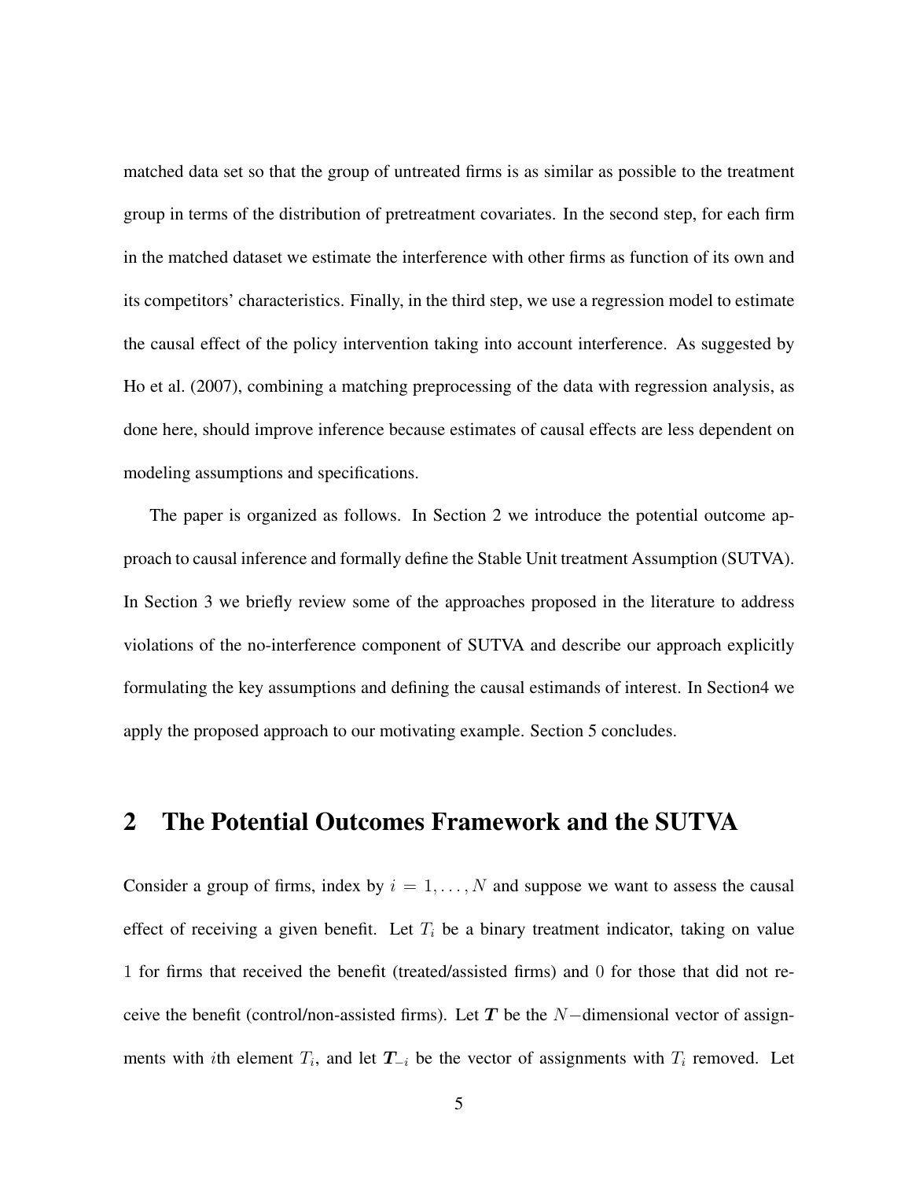matched data set so that the group of untreated firms is as similar as possible to the treatment group in terms of the distribution of pretreatment covariates. In the second step, for each firm in the matched dataset we estimate the interference with other firms as function of its own and its competitors' characteristics. Finally, in the third step, we use a regression model to estimate the causal effect of the policy intervention taking into account interference. As suggested by Ho et al. (2007), combining a matching preprocessing of the data with regression analysis, as done here, should improve inference because estimates of causal effects are less dependent on modeling assumptions and specifications.

The paper is organized as follows. In Section 2 we introduce the potential outcome approach to causal inference and formally define the Stable Unit treatment Assumption (SUTVA). In Section 3 we briefly review some of the approaches proposed in the literature to address violations of the no-interference component of SUTVA and describe our approach explicitly formulating the key assumptions and defining the causal estimands of interest. In Section4 we apply the proposed approach to our motivating example. Section 5 concludes.

## 2 The Potential Outcomes Framework and the SUTVA

Consider a group of firms, index by $i = 1, \ldots, N$ and suppose we want to assess the causal effect of receiving a given benefit. Let $T_i$ be a binary treatment indicator, taking on value $1$ for firms that received the benefit (treated/assisted firms) and $0$ for those that did not receive the benefit (control/non-assisted firms). Let $\boldsymbol{T}$ be the $N-$dimensional vector of assignments with $i$th element $T_i$, and let $\boldsymbol{T}_{-i}$ be the vector of assignments with $T_i$ removed. Let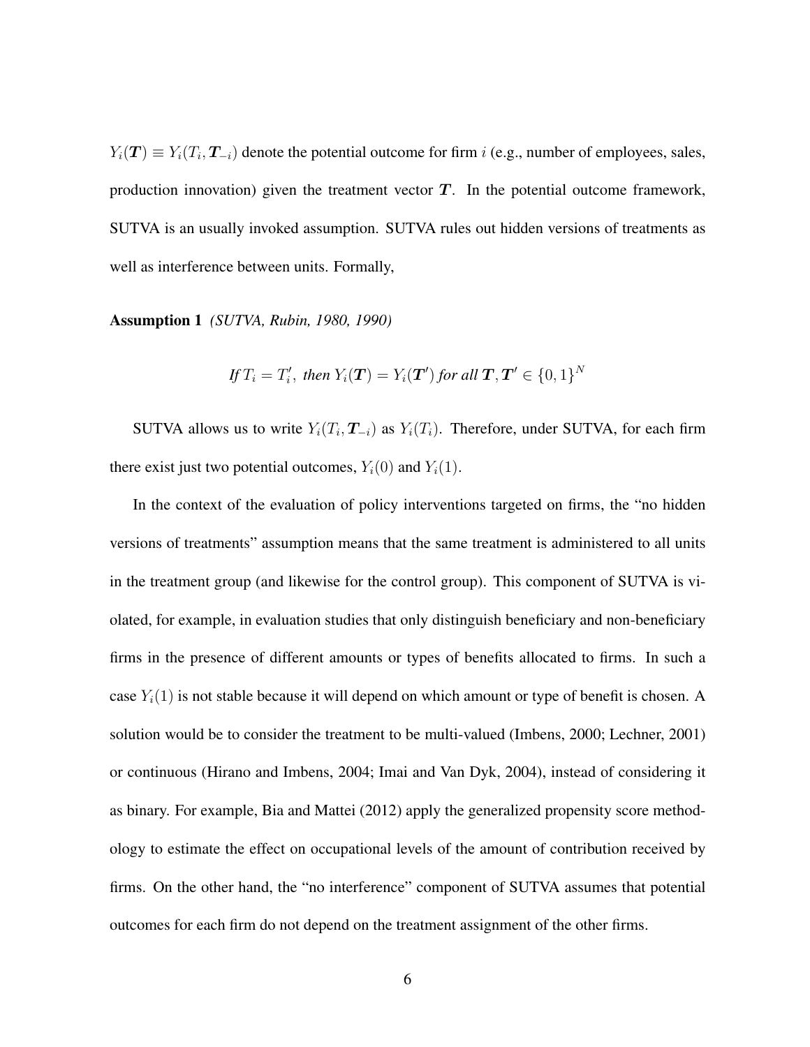$Y_i(\boldsymbol{T}) \equiv Y_i(T_i, \boldsymbol{T}_{-i})$ denote the potential outcome for firm $i$ (e.g., number of employees, sales, production innovation) given the treatment vector $\boldsymbol{T}$. In the potential outcome framework, SUTVA is an usually invoked assumption. SUTVA rules out hidden versions of treatments as well as interference between units. Formally,

**Assumption 1** *(SUTVA, Rubin, 1980, 1990)*

$$\text{If } T_i = T_i', \text{ then } Y_i(\boldsymbol{T}) = Y_i(\boldsymbol{T}') \text{ for all } \boldsymbol{T}, \boldsymbol{T}' \in \{0,1\}^N$$

SUTVA allows us to write $Y_i(T_i, \boldsymbol{T}_{-i})$ as $Y_i(T_i)$. Therefore, under SUTVA, for each firm there exist just two potential outcomes, $Y_i(0)$ and $Y_i(1)$.

In the context of the evaluation of policy interventions targeted on firms, the "no hidden versions of treatments" assumption means that the same treatment is administered to all units in the treatment group (and likewise for the control group). This component of SUTVA is violated, for example, in evaluation studies that only distinguish beneficiary and non-beneficiary firms in the presence of different amounts or types of benefits allocated to firms. In such a case $Y_i(1)$ is not stable because it will depend on which amount or type of benefit is chosen. A solution would be to consider the treatment to be multi-valued (Imbens, 2000; Lechner, 2001) or continuous (Hirano and Imbens, 2004; Imai and Van Dyk, 2004), instead of considering it as binary. For example, Bia and Mattei (2012) apply the generalized propensity score methodology to estimate the effect on occupational levels of the amount of contribution received by firms. On the other hand, the "no interference" component of SUTVA assumes that potential outcomes for each firm do not depend on the treatment assignment of the other firms.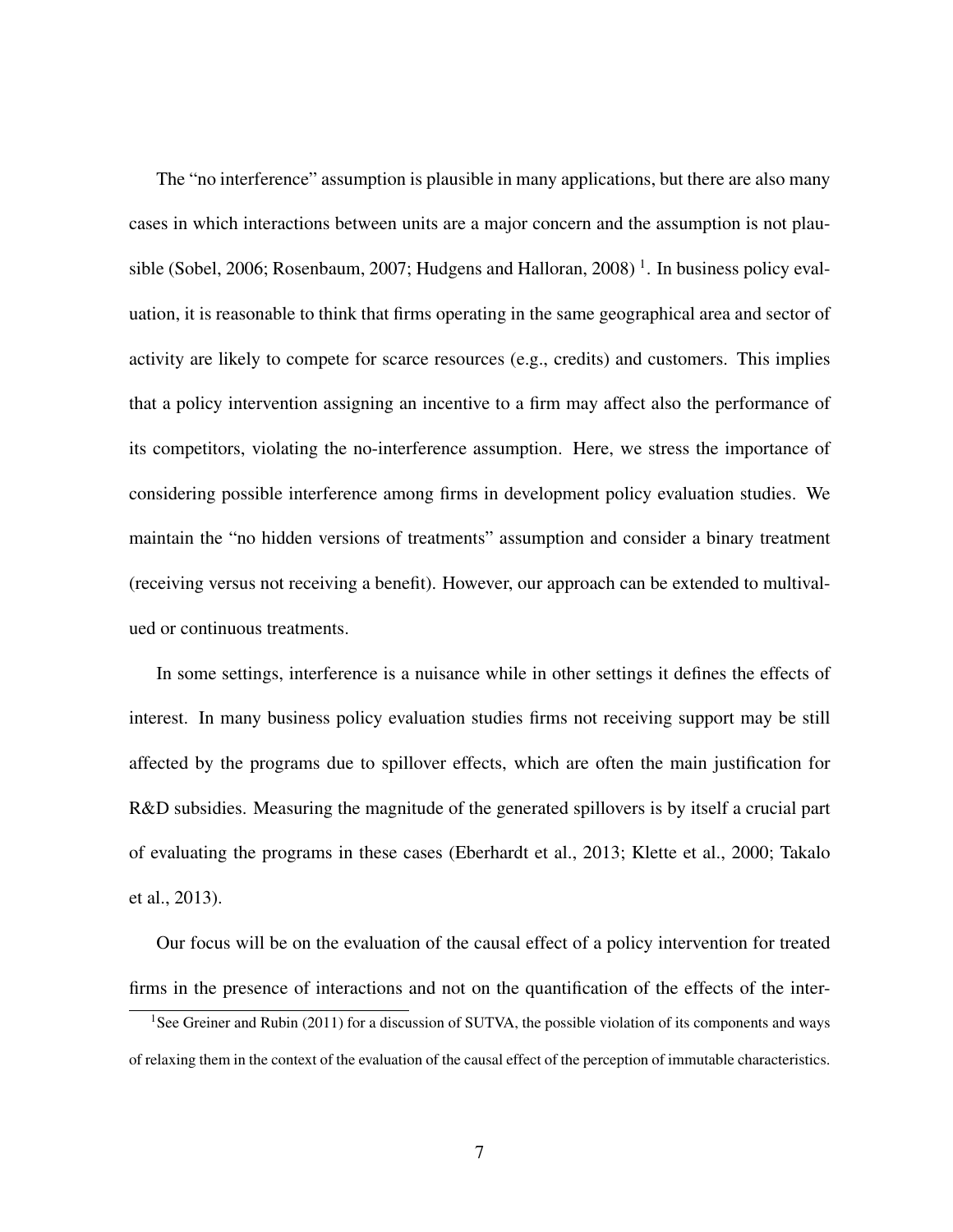The "no interference" assumption is plausible in many applications, but there are also many cases in which interactions between units are a major concern and the assumption is not plausible (Sobel, 2006; Rosenbaum, 2007; Hudgens and Halloran, 2008) [1]. In business policy evaluation, it is reasonable to think that firms operating in the same geographical area and sector of activity are likely to compete for scarce resources (e.g., credits) and customers. This implies that a policy intervention assigning an incentive to a firm may affect also the performance of its competitors, violating the no-interference assumption. Here, we stress the importance of considering possible interference among firms in development policy evaluation studies. We maintain the "no hidden versions of treatments" assumption and consider a binary treatment (receiving versus not receiving a benefit). However, our approach can be extended to multivalued or continuous treatments.

In some settings, interference is a nuisance while in other settings it defines the effects of interest. In many business policy evaluation studies firms not receiving support may be still affected by the programs due to spillover effects, which are often the main justification for R&D subsidies. Measuring the magnitude of the generated spillovers is by itself a crucial part of evaluating the programs in these cases (Eberhardt et al., 2013; Klette et al., 2000; Takalo et al., 2013).

Our focus will be on the evaluation of the causal effect of a policy intervention for treated firms in the presence of interactions and not on the quantification of the effects of the inter-

[1] See Greiner and Rubin (2011) for a discussion of SUTVA, the possible violation of its components and ways of relaxing them in the context of the evaluation of the causal effect of the perception of immutable characteristics.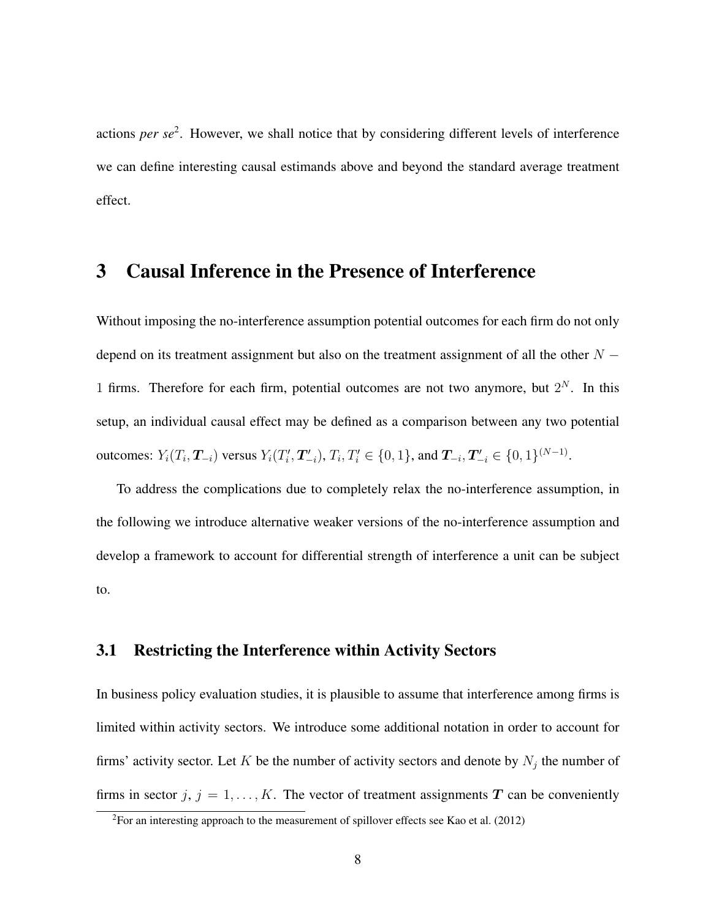actions *per se*[2]. However, we shall notice that by considering different levels of interference we can define interesting causal estimands above and beyond the standard average treatment effect.

# 3 Causal Inference in the Presence of Interference

Without imposing the no-interference assumption potential outcomes for each firm do not only depend on its treatment assignment but also on the treatment assignment of all the other $N-1$ firms. Therefore for each firm, potential outcomes are not two anymore, but $2^N$. In this setup, an individual causal effect may be defined as a comparison between any two potential outcomes: $Y_i(T_i, \boldsymbol{T}_{-i})$ versus $Y_i(T_i', \boldsymbol{T}'_{-i})$, $T_i, T_i' \in \{0,1\}$, and $\boldsymbol{T}_{-i}, \boldsymbol{T}'_{-i} \in \{0,1\}^{(N-1)}$.

To address the complications due to completely relax the no-interference assumption, in the following we introduce alternative weaker versions of the no-interference assumption and develop a framework to account for differential strength of interference a unit can be subject to.

## 3.1 Restricting the Interference within Activity Sectors

In business policy evaluation studies, it is plausible to assume that interference among firms is limited within activity sectors. We introduce some additional notation in order to account for firms' activity sector. Let $K$ be the number of activity sectors and denote by $N_j$ the number of firms in sector $j$, $j = 1, \ldots, K$. The vector of treatment assignments $\boldsymbol{T}$ can be conveniently

[2]For an interesting approach to the measurement of spillover effects see Kao et al. (2012)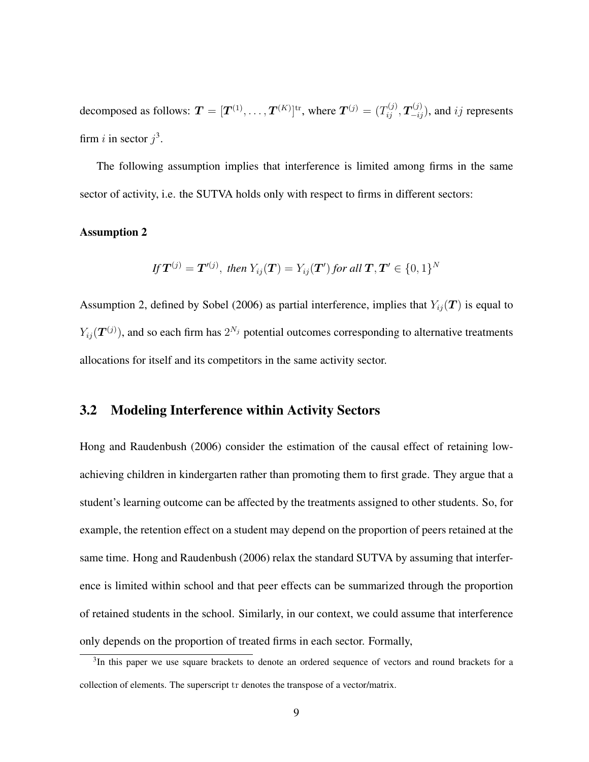decomposed as follows: $\boldsymbol{T} = [\boldsymbol{T}^{(1)}, \ldots, \boldsymbol{T}^{(K)}]^{\mathrm{tr}}$, where $\boldsymbol{T}^{(j)} = (T_{ij}^{(j)}, \boldsymbol{T}_{-ij}^{(j)})$, and $ij$ represents firm $i$ in sector $j$[3].

The following assumption implies that interference is limited among firms in the same sector of activity, i.e. the SUTVA holds only with respect to firms in different sectors:

**Assumption 2**

$$\textit{If } \boldsymbol{T}^{(j)} = \boldsymbol{T}'^{(j)}, \textit{ then } Y_{ij}(\boldsymbol{T}) = Y_{ij}(\boldsymbol{T}') \textit{ for all } \boldsymbol{T}, \boldsymbol{T}' \in \{0,1\}^N$$

Assumption 2, defined by Sobel (2006) as partial interference, implies that $Y_{ij}(\boldsymbol{T})$ is equal to $Y_{ij}(\boldsymbol{T}^{(j)})$, and so each firm has $2^{N_j}$ potential outcomes corresponding to alternative treatments allocations for itself and its competitors in the same activity sector.

## 3.2 Modeling Interference within Activity Sectors

Hong and Raudenbush (2006) consider the estimation of the causal effect of retaining low-achieving children in kindergarten rather than promoting them to first grade. They argue that a student's learning outcome can be affected by the treatments assigned to other students. So, for example, the retention effect on a student may depend on the proportion of peers retained at the same time. Hong and Raudenbush (2006) relax the standard SUTVA by assuming that interference is limited within school and that peer effects can be summarized through the proportion of retained students in the school. Similarly, in our context, we could assume that interference only depends on the proportion of treated firms in each sector. Formally,

[3]In this paper we use square brackets to denote an ordered sequence of vectors and round brackets for a collection of elements. The superscript $\mathrm{tr}$ denotes the transpose of a vector/matrix.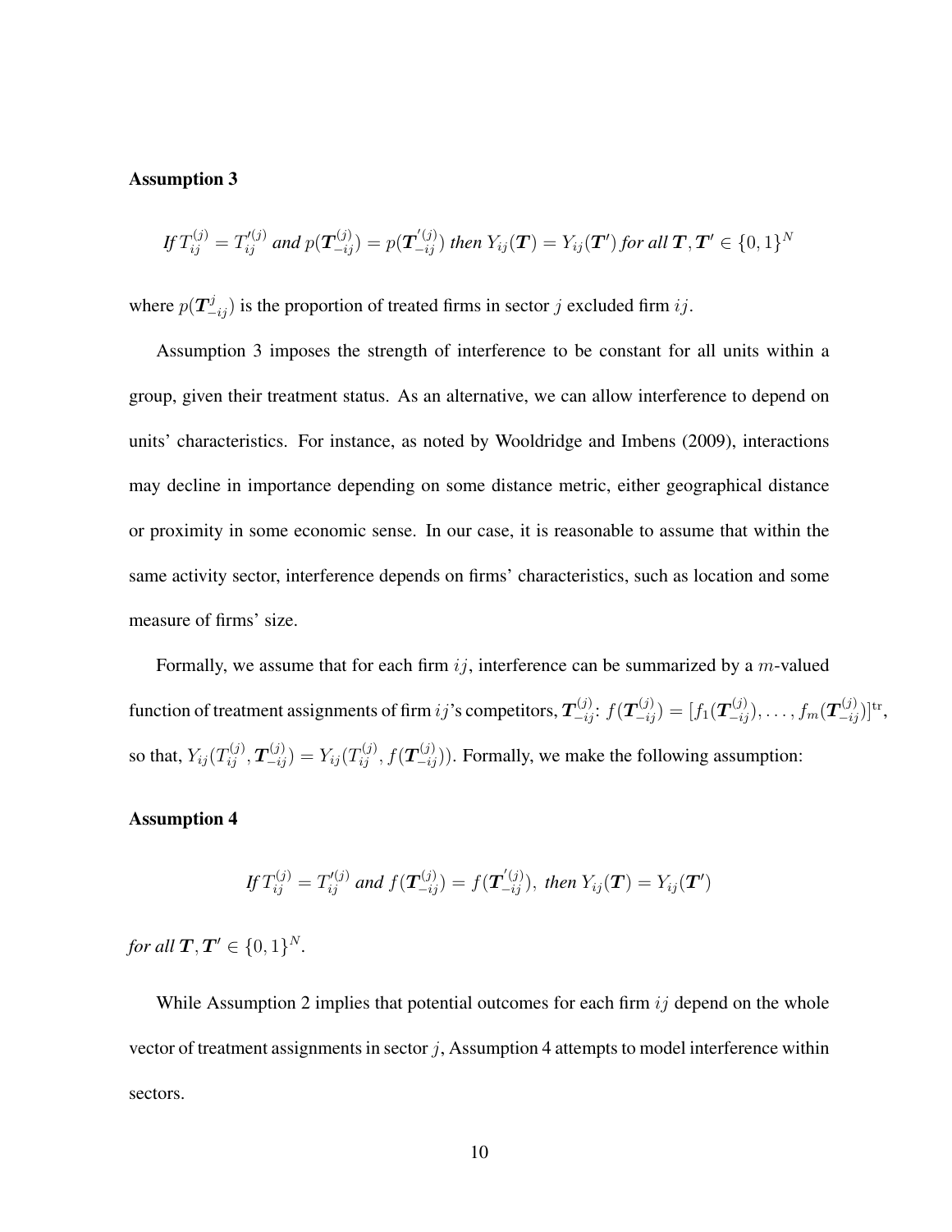**Assumption 3**

$$\textit{If } T_{ij}^{(j)} = T_{ij}^{\prime(j)} \textit{ and } p(\boldsymbol{T}_{-ij}^{(j)}) = p(\boldsymbol{T}_{-ij}^{\prime(j)}) \textit{ then } Y_{ij}(\boldsymbol{T}) = Y_{ij}(\boldsymbol{T}') \textit{ for all } \boldsymbol{T}, \boldsymbol{T}' \in \{0,1\}^N$$

where $p(\boldsymbol{T}_{-ij}^{j})$ is the proportion of treated firms in sector $j$ excluded firm $ij$.

Assumption 3 imposes the strength of interference to be constant for all units within a group, given their treatment status. As an alternative, we can allow interference to depend on units' characteristics. For instance, as noted by Wooldridge and Imbens (2009), interactions may decline in importance depending on some distance metric, either geographical distance or proximity in some economic sense. In our case, it is reasonable to assume that within the same activity sector, interference depends on firms' characteristics, such as location and some measure of firms' size.

Formally, we assume that for each firm $ij$, interference can be summarized by a $m$-valued function of treatment assignments of firm $ij$'s competitors, $\boldsymbol{T}_{-ij}^{(j)}$: $f(\boldsymbol{T}_{-ij}^{(j)}) = [f_1(\boldsymbol{T}_{-ij}^{(j)}), \ldots, f_m(\boldsymbol{T}_{-ij}^{(j)})]^{\text{tr}}$, so that, $Y_{ij}(T_{ij}^{(j)}, \boldsymbol{T}_{-ij}^{(j)}) = Y_{ij}(T_{ij}^{(j)}, f(\boldsymbol{T}_{-ij}^{(j)}))$. Formally, we make the following assumption:

**Assumption 4**

$$\textit{If } T_{ij}^{(j)} = T_{ij}^{\prime(j)} \textit{ and } f(\boldsymbol{T}_{-ij}^{(j)}) = f(\boldsymbol{T}_{-ij}^{\prime(j)}), \textit{ then } Y_{ij}(\boldsymbol{T}) = Y_{ij}(\boldsymbol{T}')$$

*for all* $\boldsymbol{T}, \boldsymbol{T}' \in \{0,1\}^N$.

While Assumption 2 implies that potential outcomes for each firm $ij$ depend on the whole vector of treatment assignments in sector $j$, Assumption 4 attempts to model interference within sectors.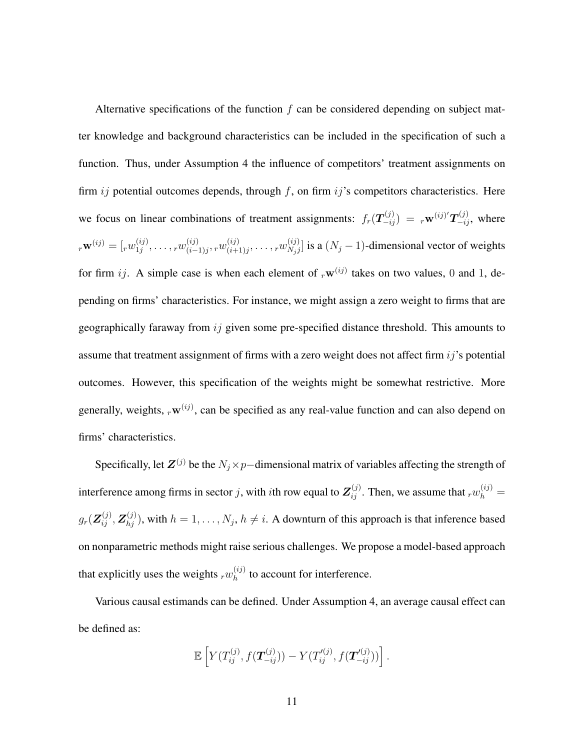Alternative specifications of the function $f$ can be considered depending on subject matter knowledge and background characteristics can be included in the specification of such a function. Thus, under Assumption 4 the influence of competitors' treatment assignments on firm $ij$ potential outcomes depends, through $f$, on firm $ij$'s competitors characteristics. Here we focus on linear combinations of treatment assignments: $f_r(\boldsymbol{T}_{-ij}^{(j)}) = {}_r\mathbf{w}^{(ij)\prime}\boldsymbol{T}_{-ij}^{(j)}$, where ${}_r\mathbf{w}^{(ij)} = [{}_rw_{1j}^{(ij)}, \ldots, {}_rw_{(i-1)j}^{(ij)}, {}_rw_{(i+1)j}^{(ij)}, \ldots, {}_rw_{N_jj}^{(ij)}]$ is a $(N_j - 1)$-dimensional vector of weights for firm $ij$. A simple case is when each element of ${}_r\mathbf{w}^{(ij)}$ takes on two values, 0 and 1, depending on firms' characteristics. For instance, we might assign a zero weight to firms that are geographically faraway from $ij$ given some pre-specified distance threshold. This amounts to assume that treatment assignment of firms with a zero weight does not affect firm $ij$'s potential outcomes. However, this specification of the weights might be somewhat restrictive. More generally, weights, ${}_r\mathbf{w}^{(ij)}$, can be specified as any real-value function and can also depend on firms' characteristics.

Specifically, let $\boldsymbol{Z}^{(j)}$ be the $N_j \times p-$dimensional matrix of variables affecting the strength of interference among firms in sector $j$, with $i$th row equal to $\boldsymbol{Z}_{ij}^{(j)}$. Then, we assume that ${}_rw_h^{(ij)} = g_r(\boldsymbol{Z}_{ij}^{(j)}, \boldsymbol{Z}_{hj}^{(j)})$, with $h = 1, \ldots, N_j$, $h \neq i$. A downturn of this approach is that inference based on nonparametric methods might raise serious challenges. We propose a model-based approach that explicitly uses the weights ${}_rw_h^{(ij)}$ to account for interference.

Various causal estimands can be defined. Under Assumption 4, an average causal effect can be defined as:

$$\mathbb{E}\left[Y(T_{ij}^{(j)}, f(\boldsymbol{T}_{-ij}^{(j)})) - Y(T_{ij}^{\prime(j)}, f(\boldsymbol{T}_{-ij}^{\prime(j)}))\right].$$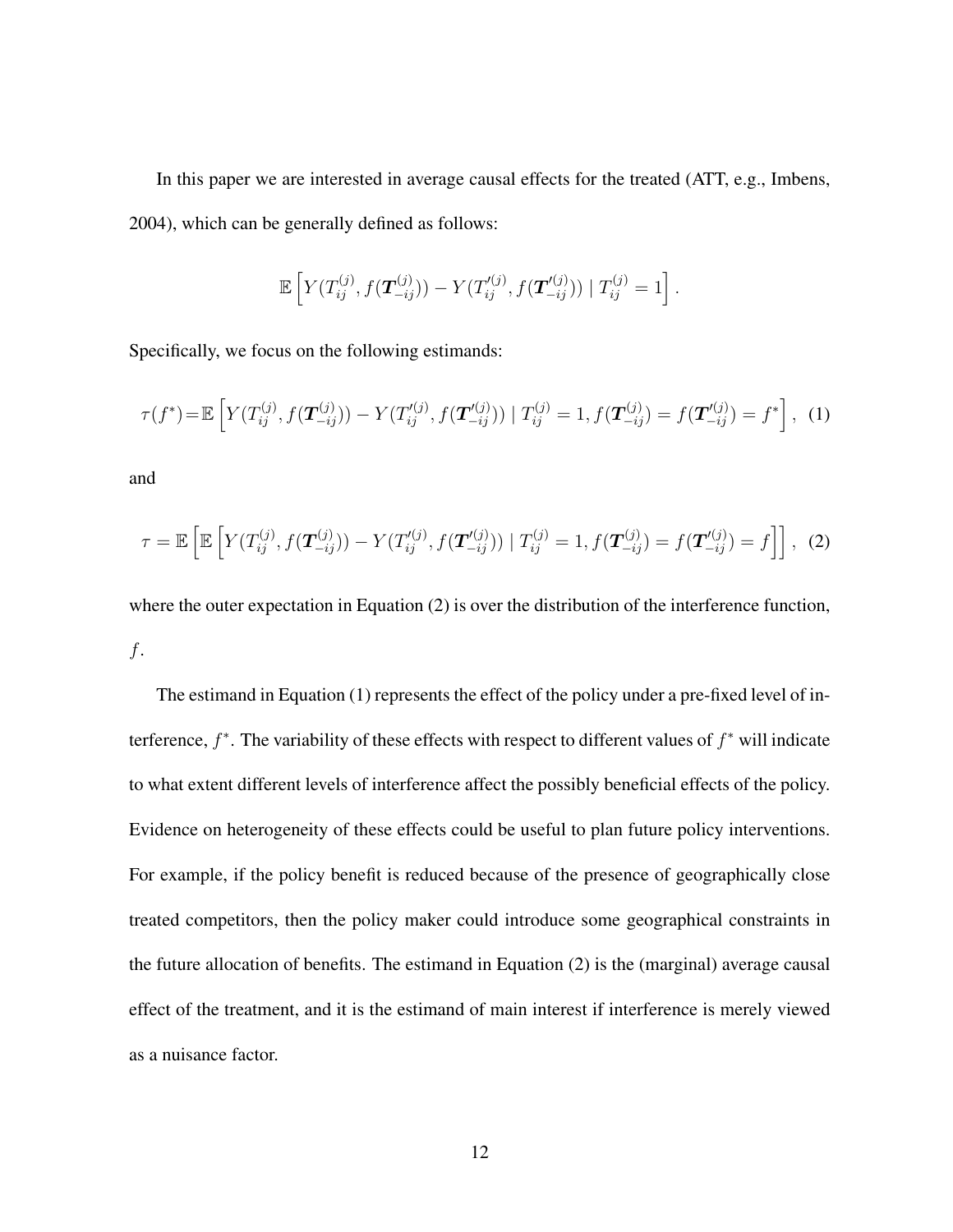In this paper we are interested in average causal effects for the treated (ATT, e.g., Imbens, 2004), which can be generally defined as follows:

$$\mathbb{E}\left[Y(T_{ij}^{(j)}, f(\boldsymbol{T}_{-ij}^{(j)})) - Y(T_{ij}^{\prime(j)}, f(\boldsymbol{T}_{-ij}^{\prime(j)})) \mid T_{ij}^{(j)} = 1\right].$$

Specifically, we focus on the following estimands:

$$\tau(f^*) = \mathbb{E}\left[Y(T_{ij}^{(j)}, f(\boldsymbol{T}_{-ij}^{(j)})) - Y(T_{ij}^{\prime(j)}, f(\boldsymbol{T}_{-ij}^{\prime(j)})) \mid T_{ij}^{(j)} = 1, f(\boldsymbol{T}_{-ij}^{(j)}) = f(\boldsymbol{T}_{-ij}^{\prime(j)}) = f^*\right], \quad (1)$$

and

$$\tau = \mathbb{E}\left[\mathbb{E}\left[Y(T_{ij}^{(j)}, f(\boldsymbol{T}_{-ij}^{(j)})) - Y(T_{ij}^{\prime(j)}, f(\boldsymbol{T}_{-ij}^{\prime(j)})) \mid T_{ij}^{(j)} = 1, f(\boldsymbol{T}_{-ij}^{(j)}) = f(\boldsymbol{T}_{-ij}^{\prime(j)}) = f\right]\right], \quad (2)$$

where the outer expectation in Equation (2) is over the distribution of the interference function, $f$.

The estimand in Equation (1) represents the effect of the policy under a pre-fixed level of interference, $f^*$. The variability of these effects with respect to different values of $f^*$ will indicate to what extent different levels of interference affect the possibly beneficial effects of the policy. Evidence on heterogeneity of these effects could be useful to plan future policy interventions. For example, if the policy benefit is reduced because of the presence of geographically close treated competitors, then the policy maker could introduce some geographical constraints in the future allocation of benefits. The estimand in Equation (2) is the (marginal) average causal effect of the treatment, and it is the estimand of main interest if interference is merely viewed as a nuisance factor.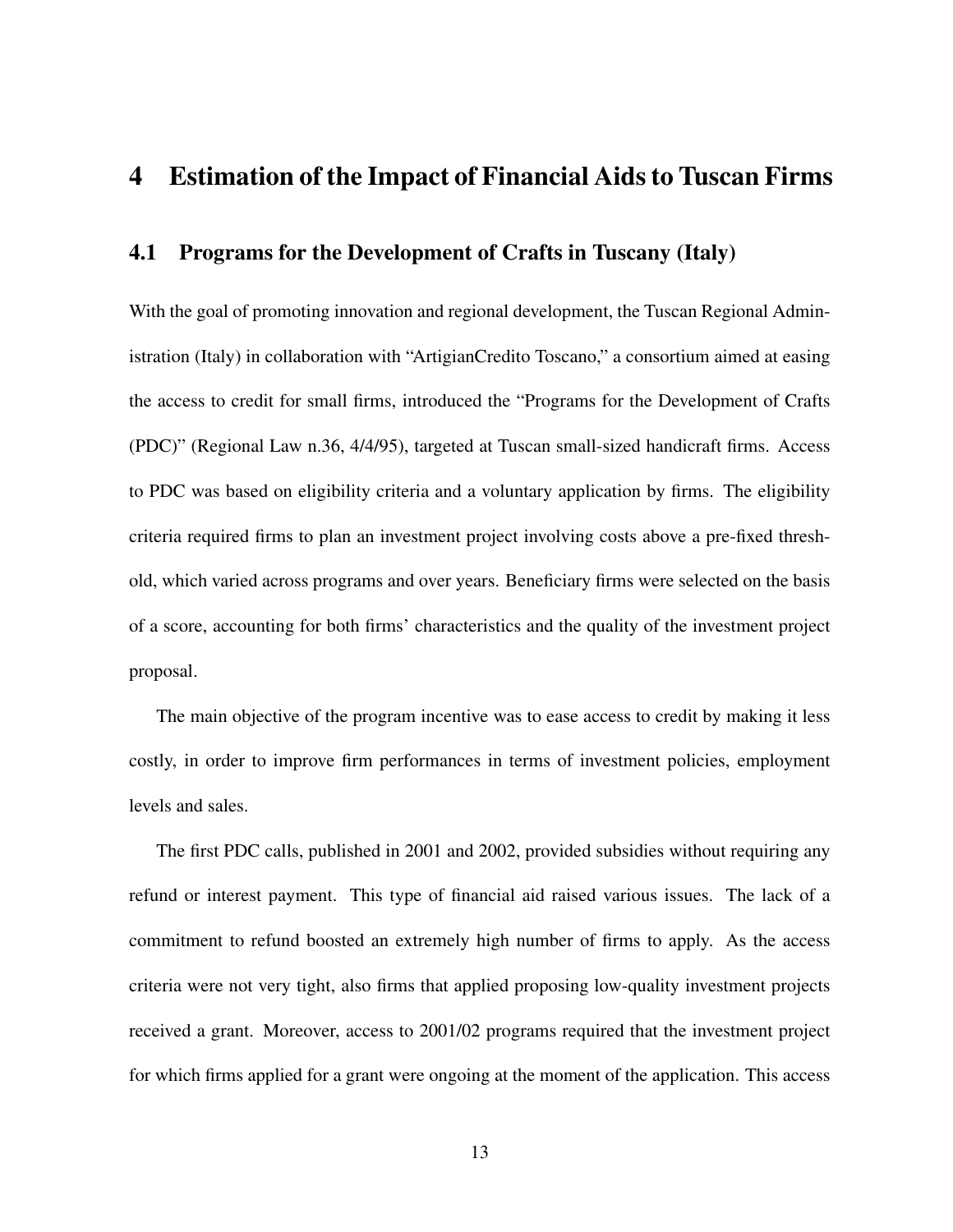# 4 Estimation of the Impact of Financial Aids to Tuscan Firms

## 4.1 Programs for the Development of Crafts in Tuscany (Italy)

With the goal of promoting innovation and regional development, the Tuscan Regional Administration (Italy) in collaboration with "ArtigianCredito Toscano," a consortium aimed at easing the access to credit for small firms, introduced the "Programs for the Development of Crafts (PDC)" (Regional Law n.36, 4/4/95), targeted at Tuscan small-sized handicraft firms. Access to PDC was based on eligibility criteria and a voluntary application by firms. The eligibility criteria required firms to plan an investment project involving costs above a pre-fixed threshold, which varied across programs and over years. Beneficiary firms were selected on the basis of a score, accounting for both firms' characteristics and the quality of the investment project proposal.

The main objective of the program incentive was to ease access to credit by making it less costly, in order to improve firm performances in terms of investment policies, employment levels and sales.

The first PDC calls, published in 2001 and 2002, provided subsidies without requiring any refund or interest payment. This type of financial aid raised various issues. The lack of a commitment to refund boosted an extremely high number of firms to apply. As the access criteria were not very tight, also firms that applied proposing low-quality investment projects received a grant. Moreover, access to 2001/02 programs required that the investment project for which firms applied for a grant were ongoing at the moment of the application. This access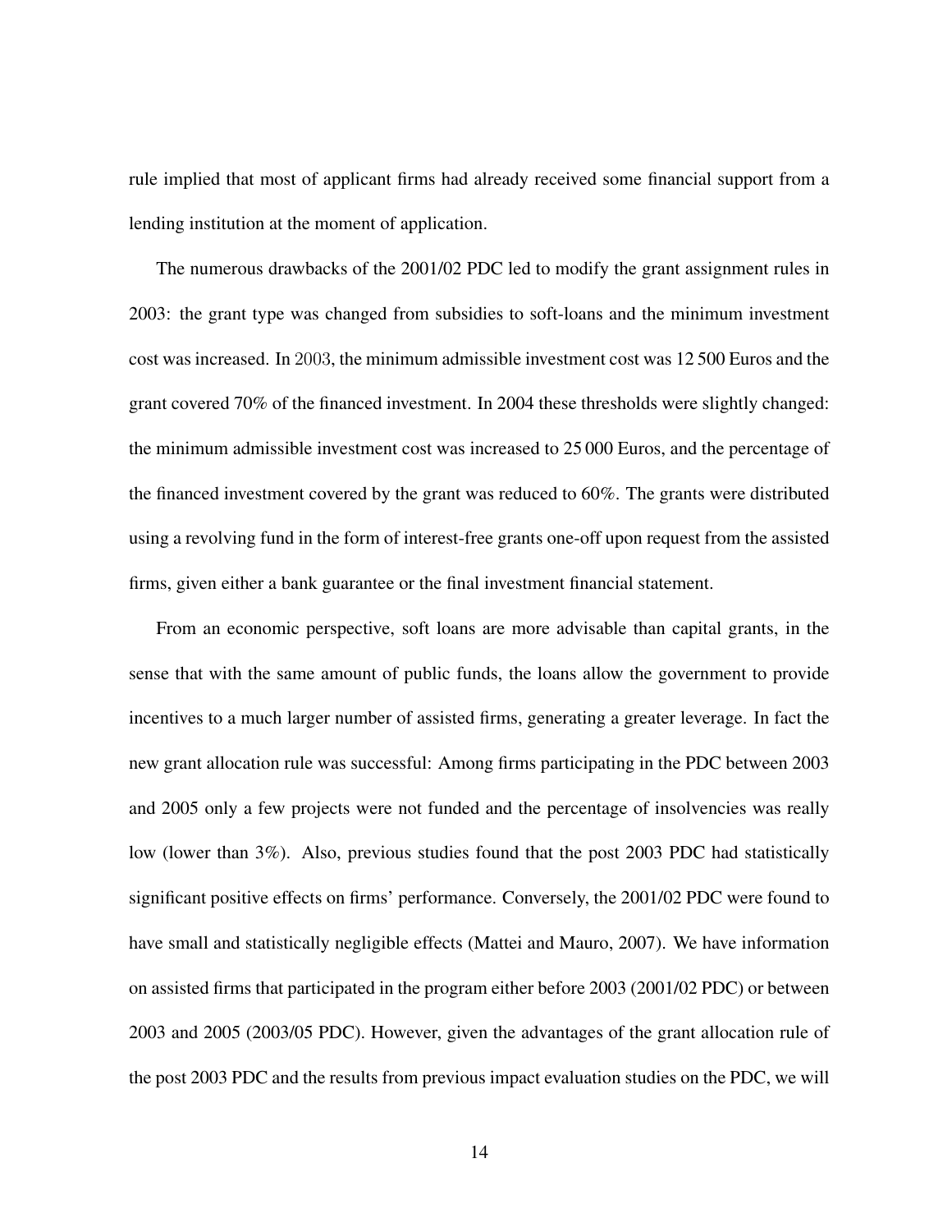rule implied that most of applicant firms had already received some financial support from a lending institution at the moment of application.

The numerous drawbacks of the 2001/02 PDC led to modify the grant assignment rules in 2003: the grant type was changed from subsidies to soft-loans and the minimum investment cost was increased. In 2003, the minimum admissible investment cost was 12 500 Euros and the grant covered 70% of the financed investment. In 2004 these thresholds were slightly changed: the minimum admissible investment cost was increased to 25 000 Euros, and the percentage of the financed investment covered by the grant was reduced to 60%. The grants were distributed using a revolving fund in the form of interest-free grants one-off upon request from the assisted firms, given either a bank guarantee or the final investment financial statement.

From an economic perspective, soft loans are more advisable than capital grants, in the sense that with the same amount of public funds, the loans allow the government to provide incentives to a much larger number of assisted firms, generating a greater leverage. In fact the new grant allocation rule was successful: Among firms participating in the PDC between 2003 and 2005 only a few projects were not funded and the percentage of insolvencies was really low (lower than 3%). Also, previous studies found that the post 2003 PDC had statistically significant positive effects on firms' performance. Conversely, the 2001/02 PDC were found to have small and statistically negligible effects (Mattei and Mauro, 2007). We have information on assisted firms that participated in the program either before 2003 (2001/02 PDC) or between 2003 and 2005 (2003/05 PDC). However, given the advantages of the grant allocation rule of the post 2003 PDC and the results from previous impact evaluation studies on the PDC, we will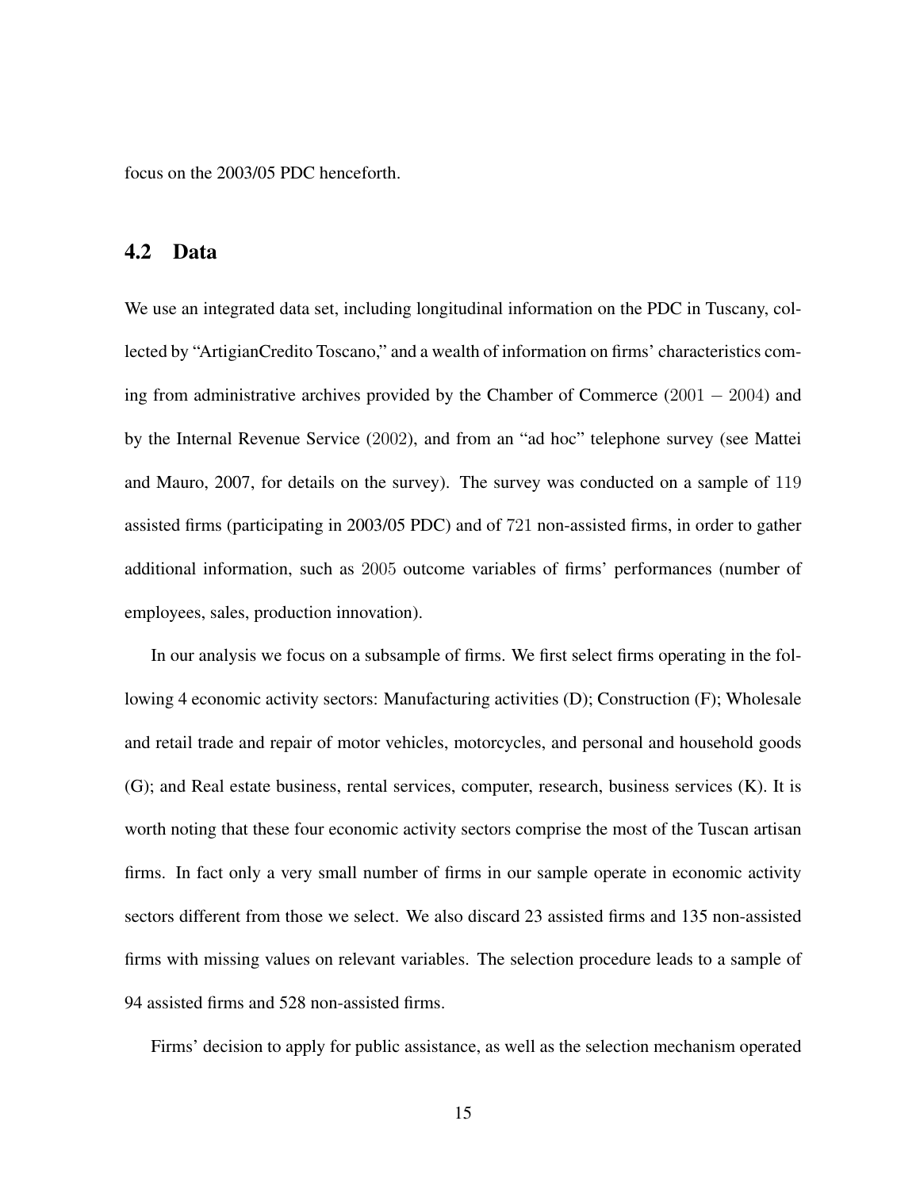focus on the 2003/05 PDC henceforth.

## 4.2 Data

We use an integrated data set, including longitudinal information on the PDC in Tuscany, collected by "ArtigianCredito Toscano," and a wealth of information on firms' characteristics coming from administrative archives provided by the Chamber of Commerce ($2001 - 2004$) and by the Internal Revenue Service ($2002$), and from an "ad hoc" telephone survey (see Mattei and Mauro, 2007, for details on the survey). The survey was conducted on a sample of $119$ assisted firms (participating in 2003/05 PDC) and of $721$ non-assisted firms, in order to gather additional information, such as $2005$ outcome variables of firms' performances (number of employees, sales, production innovation).

In our analysis we focus on a subsample of firms. We first select firms operating in the following 4 economic activity sectors: Manufacturing activities (D); Construction (F); Wholesale and retail trade and repair of motor vehicles, motorcycles, and personal and household goods (G); and Real estate business, rental services, computer, research, business services (K). It is worth noting that these four economic activity sectors comprise the most of the Tuscan artisan firms. In fact only a very small number of firms in our sample operate in economic activity sectors different from those we select. We also discard 23 assisted firms and 135 non-assisted firms with missing values on relevant variables. The selection procedure leads to a sample of 94 assisted firms and 528 non-assisted firms.

Firms' decision to apply for public assistance, as well as the selection mechanism operated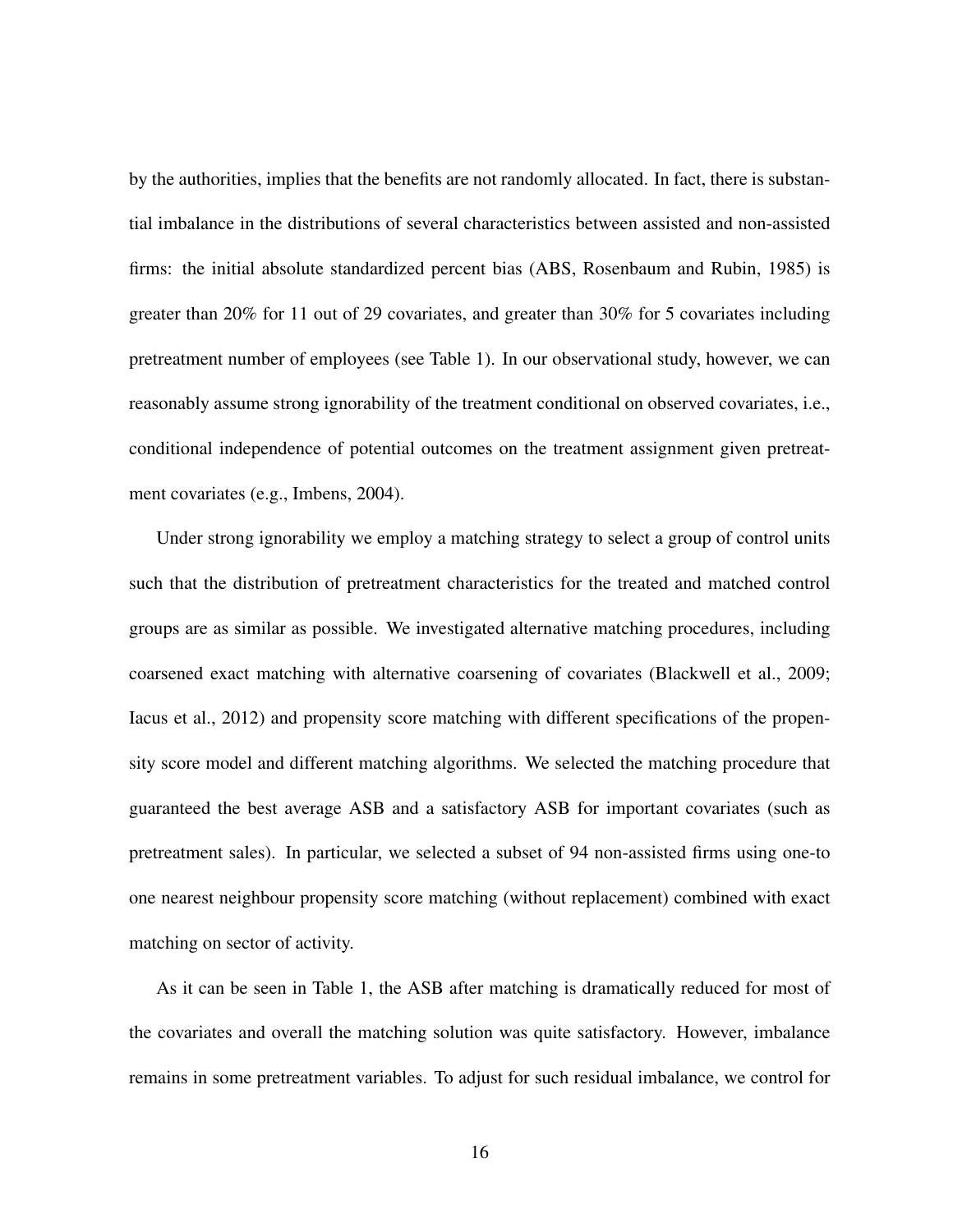by the authorities, implies that the benefits are not randomly allocated. In fact, there is substantial imbalance in the distributions of several characteristics between assisted and non-assisted firms: the initial absolute standardized percent bias (ABS, Rosenbaum and Rubin, 1985) is greater than 20% for 11 out of 29 covariates, and greater than 30% for 5 covariates including pretreatment number of employees (see Table 1). In our observational study, however, we can reasonably assume strong ignorability of the treatment conditional on observed covariates, i.e., conditional independence of potential outcomes on the treatment assignment given pretreatment covariates (e.g., Imbens, 2004).

Under strong ignorability we employ a matching strategy to select a group of control units such that the distribution of pretreatment characteristics for the treated and matched control groups are as similar as possible. We investigated alternative matching procedures, including coarsened exact matching with alternative coarsening of covariates (Blackwell et al., 2009; Iacus et al., 2012) and propensity score matching with different specifications of the propensity score model and different matching algorithms. We selected the matching procedure that guaranteed the best average ASB and a satisfactory ASB for important covariates (such as pretreatment sales). In particular, we selected a subset of 94 non-assisted firms using one-to one nearest neighbour propensity score matching (without replacement) combined with exact matching on sector of activity.

As it can be seen in Table 1, the ASB after matching is dramatically reduced for most of the covariates and overall the matching solution was quite satisfactory. However, imbalance remains in some pretreatment variables. To adjust for such residual imbalance, we control for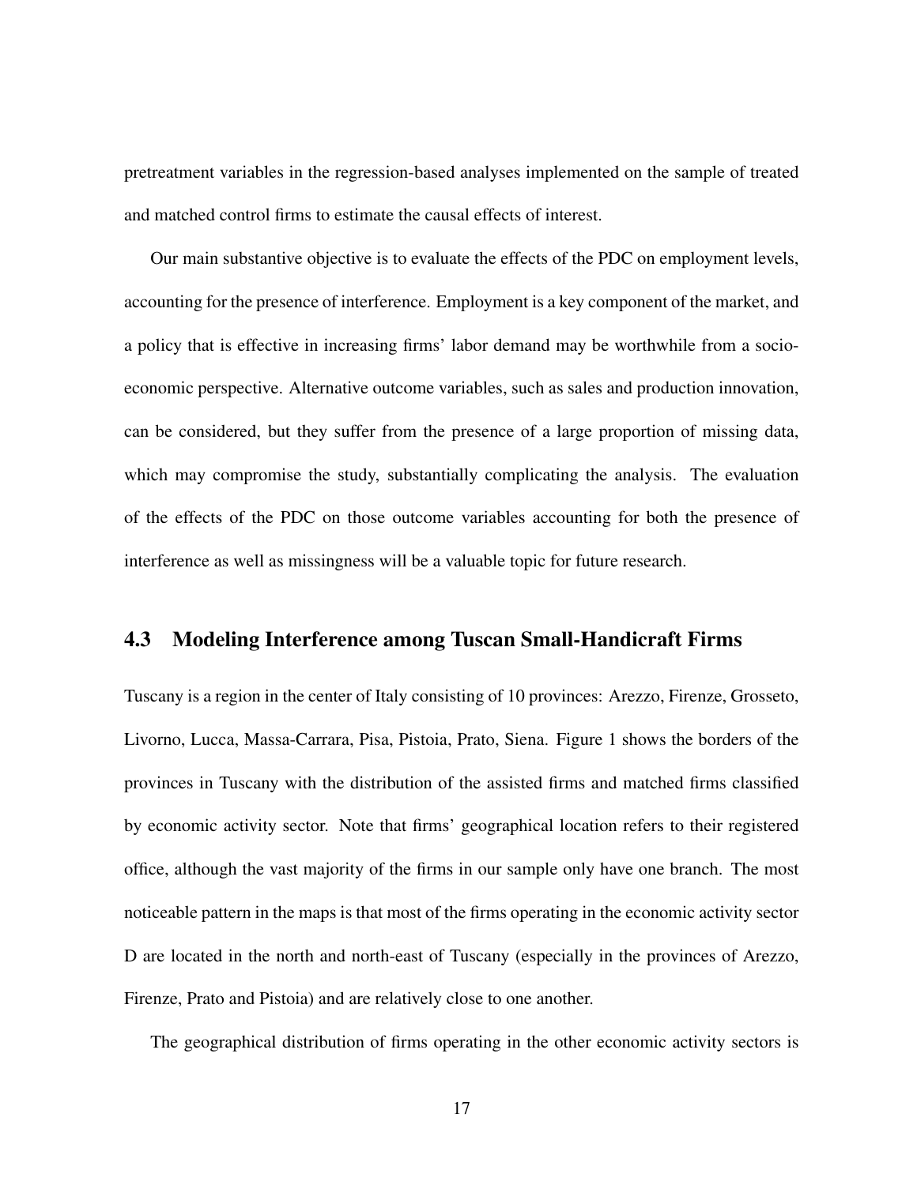pretreatment variables in the regression-based analyses implemented on the sample of treated and matched control firms to estimate the causal effects of interest.

Our main substantive objective is to evaluate the effects of the PDC on employment levels, accounting for the presence of interference. Employment is a key component of the market, and a policy that is effective in increasing firms' labor demand may be worthwhile from a socio-economic perspective. Alternative outcome variables, such as sales and production innovation, can be considered, but they suffer from the presence of a large proportion of missing data, which may compromise the study, substantially complicating the analysis. The evaluation of the effects of the PDC on those outcome variables accounting for both the presence of interference as well as missingness will be a valuable topic for future research.

### 4.3 Modeling Interference among Tuscan Small-Handicraft Firms

Tuscany is a region in the center of Italy consisting of 10 provinces: Arezzo, Firenze, Grosseto, Livorno, Lucca, Massa-Carrara, Pisa, Pistoia, Prato, Siena. Figure 1 shows the borders of the provinces in Tuscany with the distribution of the assisted firms and matched firms classified by economic activity sector. Note that firms' geographical location refers to their registered office, although the vast majority of the firms in our sample only have one branch. The most noticeable pattern in the maps is that most of the firms operating in the economic activity sector D are located in the north and north-east of Tuscany (especially in the provinces of Arezzo, Firenze, Prato and Pistoia) and are relatively close to one another.

The geographical distribution of firms operating in the other economic activity sectors is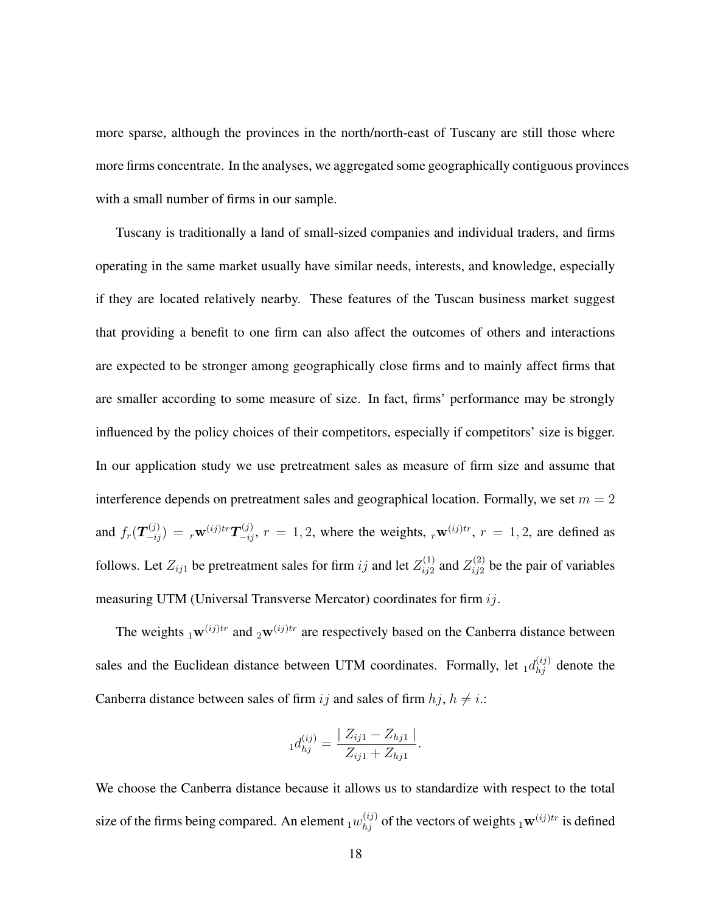more sparse, although the provinces in the north/north-east of Tuscany are still those where more firms concentrate. In the analyses, we aggregated some geographically contiguous provinces with a small number of firms in our sample.

Tuscany is traditionally a land of small-sized companies and individual traders, and firms operating in the same market usually have similar needs, interests, and knowledge, especially if they are located relatively nearby. These features of the Tuscan business market suggest that providing a benefit to one firm can also affect the outcomes of others and interactions are expected to be stronger among geographically close firms and to mainly affect firms that are smaller according to some measure of size. In fact, firms' performance may be strongly influenced by the policy choices of their competitors, especially if competitors' size is bigger. In our application study we use pretreatment sales as measure of firm size and assume that interference depends on pretreatment sales and geographical location. Formally, we set $m = 2$ and $f_r(\boldsymbol{T}_{-ij}^{(j)}) = {}_r\mathbf{w}^{(ij)tr}\boldsymbol{T}_{-ij}^{(j)}$, $r = 1, 2$, where the weights, ${}_r\mathbf{w}^{(ij)tr}$, $r = 1, 2$, are defined as follows. Let $Z_{ij1}$ be pretreatment sales for firm $ij$ and let $Z_{ij2}^{(1)}$ and $Z_{ij2}^{(2)}$ be the pair of variables measuring UTM (Universal Transverse Mercator) coordinates for firm $ij$.

The weights ${}_1\mathbf{w}^{(ij)tr}$ and ${}_2\mathbf{w}^{(ij)tr}$ are respectively based on the Canberra distance between sales and the Euclidean distance between UTM coordinates. Formally, let ${}_1d_{hj}^{(ij)}$ denote the Canberra distance between sales of firm $ij$ and sales of firm $hj$, $h \neq i$.:

$$
{}_1d_{hj}^{(ij)} = \frac{\mid Z_{ij1} - Z_{hj1} \mid}{Z_{ij1} + Z_{hj1}}.
$$

We choose the Canberra distance because it allows us to standardize with respect to the total size of the firms being compared. An element ${}_1w_{hj}^{(ij)}$ of the vectors of weights ${}_1\mathbf{w}^{(ij)tr}$ is defined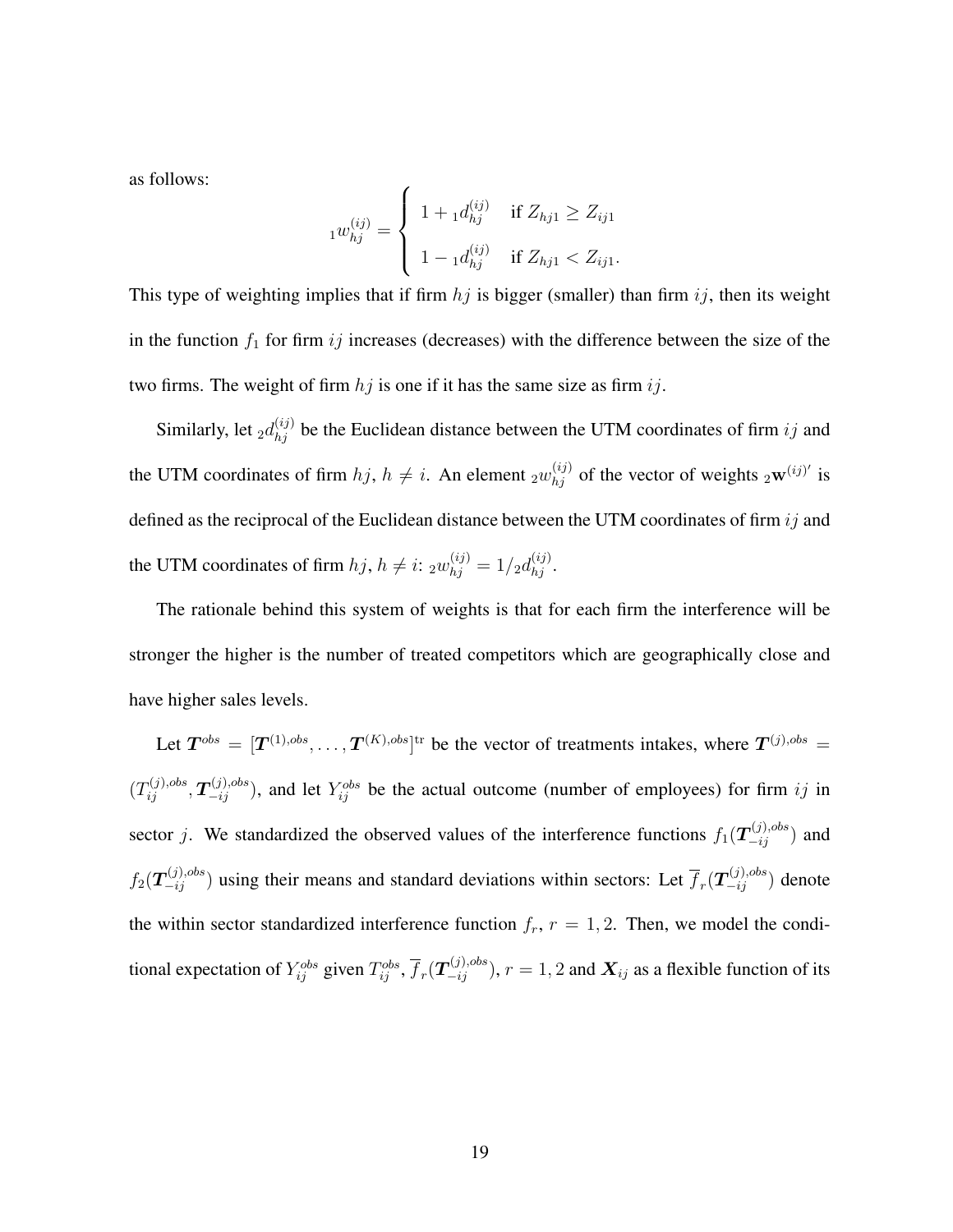as follows:

$$
{}_1w_{hj}^{(ij)} = \begin{cases} 1 + {}_1d_{hj}^{(ij)} & \text{if } Z_{hj1} \geq Z_{ij1} \\ 1 - {}_1d_{hj}^{(ij)} & \text{if } Z_{hj1} < Z_{ij1}. \end{cases}
$$

This type of weighting implies that if firm $hj$ is bigger (smaller) than firm $ij$, then its weight in the function $f_1$ for firm $ij$ increases (decreases) with the difference between the size of the two firms. The weight of firm $hj$ is one if it has the same size as firm $ij$.

Similarly, let ${}_2d_{hj}^{(ij)}$ be the Euclidean distance between the UTM coordinates of firm $ij$ and the UTM coordinates of firm $hj$, $h \neq i$. An element ${}_2w_{hj}^{(ij)}$ of the vector of weights ${}_2\mathbf{w}^{(ij)\prime}$ is defined as the reciprocal of the Euclidean distance between the UTM coordinates of firm $ij$ and the UTM coordinates of firm $hj$, $h \neq i$: ${}_2w_{hj}^{(ij)} = 1/{}_2d_{hj}^{(ij)}$.

The rationale behind this system of weights is that for each firm the interference will be stronger the higher is the number of treated competitors which are geographically close and have higher sales levels.

Let $\boldsymbol{T}^{obs} = [\boldsymbol{T}^{(1),obs}, \ldots, \boldsymbol{T}^{(K),obs}]^{\text{tr}}$ be the vector of treatments intakes, where $\boldsymbol{T}^{(j),obs} = (T_{ij}^{(j),obs}, \boldsymbol{T}_{-ij}^{(j),obs})$, and let $Y_{ij}^{obs}$ be the actual outcome (number of employees) for firm $ij$ in sector $j$. We standardized the observed values of the interference functions $f_1(\boldsymbol{T}_{-ij}^{(j),obs})$ and $f_2(\boldsymbol{T}_{-ij}^{(j),obs})$ using their means and standard deviations within sectors: Let $\overline{f}_r(\boldsymbol{T}_{-ij}^{(j),obs})$ denote the within sector standardized interference function $f_r$, $r = 1, 2$. Then, we model the conditional expectation of $Y_{ij}^{obs}$ given $T_{ij}^{obs}$, $\overline{f}_r(\boldsymbol{T}_{-ij}^{(j),obs})$, $r = 1, 2$ and $\boldsymbol{X}_{ij}$ as a flexible function of its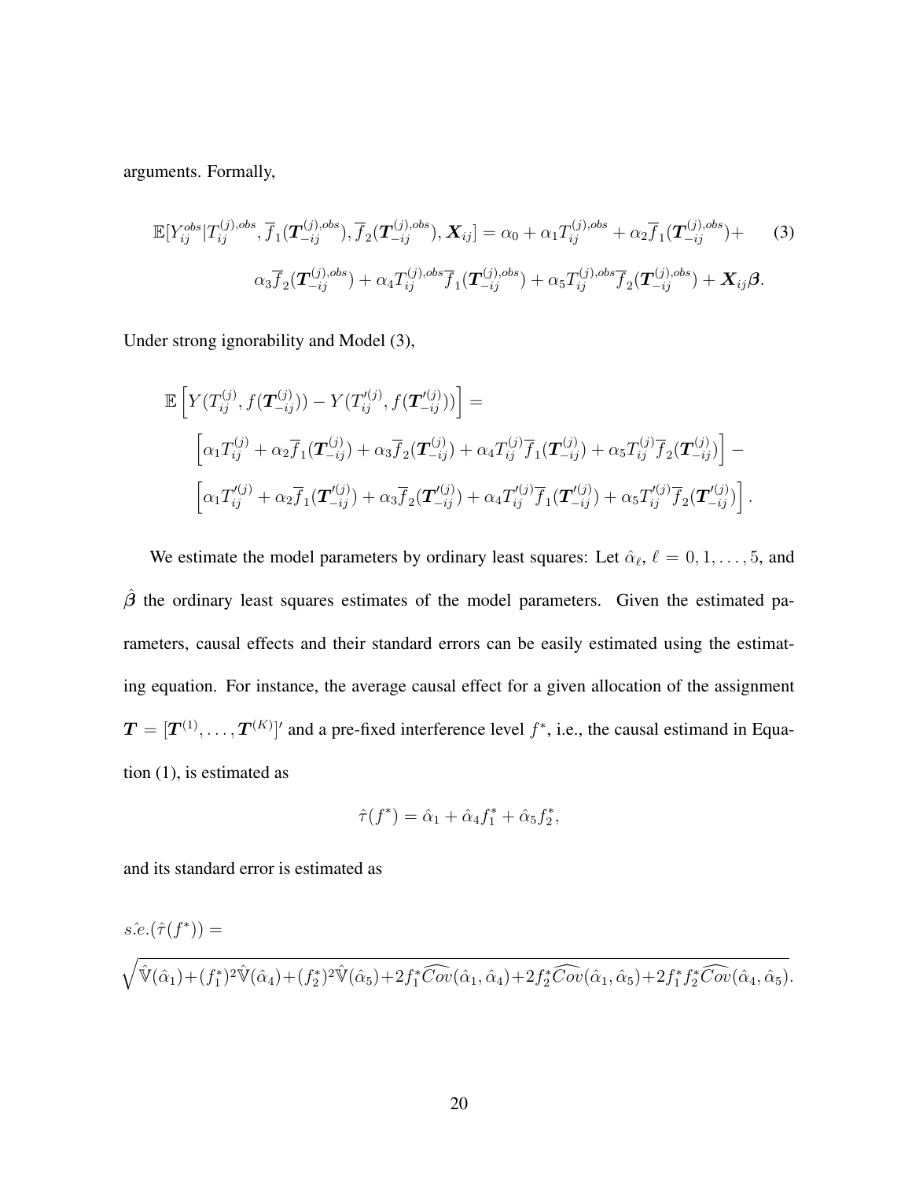arguments. Formally,

$$
\begin{aligned}
\mathbb{E}[Y_{ij}^{obs}|T_{ij}^{(j),obs}, \overline{f}_1(\boldsymbol{T}_{-ij}^{(j),obs}), \overline{f}_2(\boldsymbol{T}_{-ij}^{(j),obs}), \boldsymbol{X}_{ij}] = \alpha_0 + \alpha_1 T_{ij}^{(j),obs} + \alpha_2 \overline{f}_1(\boldsymbol{T}_{-ij}^{(j),obs}) + \quad (3) \\
\alpha_3 \overline{f}_2(\boldsymbol{T}_{-ij}^{(j),obs}) + \alpha_4 T_{ij}^{(j),obs} \overline{f}_1(\boldsymbol{T}_{-ij}^{(j),obs}) + \alpha_5 T_{ij}^{(j),obs} \overline{f}_2(\boldsymbol{T}_{-ij}^{(j),obs}) + \boldsymbol{X}_{ij}\boldsymbol{\beta}.
\end{aligned}
$$

Under strong ignorability and Model (3),

$$
\begin{aligned}
&\mathbb{E}\left[Y(T_{ij}^{(j)}, f(\boldsymbol{T}_{-ij}^{(j)})) - Y(T_{ij}^{\prime(j)}, f(\boldsymbol{T}_{-ij}^{\prime(j)}))\right] = \\
&\quad \left[\alpha_1 T_{ij}^{(j)} + \alpha_2 \overline{f}_1(\boldsymbol{T}_{-ij}^{(j)}) + \alpha_3 \overline{f}_2(\boldsymbol{T}_{-ij}^{(j)}) + \alpha_4 T_{ij}^{(j)} \overline{f}_1(\boldsymbol{T}_{-ij}^{(j)}) + \alpha_5 T_{ij}^{(j)} \overline{f}_2(\boldsymbol{T}_{-ij}^{(j)})\right] - \\
&\quad \left[\alpha_1 T_{ij}^{\prime(j)} + \alpha_2 \overline{f}_1(\boldsymbol{T}_{-ij}^{\prime(j)}) + \alpha_3 \overline{f}_2(\boldsymbol{T}_{-ij}^{\prime(j)}) + \alpha_4 T_{ij}^{\prime(j)} \overline{f}_1(\boldsymbol{T}_{-ij}^{\prime(j)}) + \alpha_5 T_{ij}^{\prime(j)} \overline{f}_2(\boldsymbol{T}_{-ij}^{\prime(j)})\right].
\end{aligned}
$$

We estimate the model parameters by ordinary least squares: Let $\hat{\alpha}_\ell$, $\ell = 0, 1, \ldots, 5$, and $\hat{\boldsymbol{\beta}}$ the ordinary least squares estimates of the model parameters. Given the estimated parameters, causal effects and their standard errors can be easily estimated using the estimating equation. For instance, the average causal effect for a given allocation of the assignment $\boldsymbol{T} = [\boldsymbol{T}^{(1)}, \ldots, \boldsymbol{T}^{(K)}]'$ and a pre-fixed interference level $f^*$, i.e., the causal estimand in Equation (1), is estimated as

$$
\hat{\tau}(f^*) = \hat{\alpha}_1 + \hat{\alpha}_4 f_1^* + \hat{\alpha}_5 f_2^*,
$$

and its standard error is estimated as

$$
\hat{s.e.}(\hat{\tau}(f^*)) =
$$

$$
\sqrt{\hat{\mathbb{V}}(\hat{\alpha}_1) + (f_1^*)^2 \hat{\mathbb{V}}(\hat{\alpha}_4) + (f_2^*)^2 \hat{\mathbb{V}}(\hat{\alpha}_5) + 2 f_1^* \widehat{Cov}(\hat{\alpha}_1, \hat{\alpha}_4) + 2 f_2^* \widehat{Cov}(\hat{\alpha}_1, \hat{\alpha}_5) + 2 f_1^* f_2^* \widehat{Cov}(\hat{\alpha}_4, \hat{\alpha}_5)}.
$$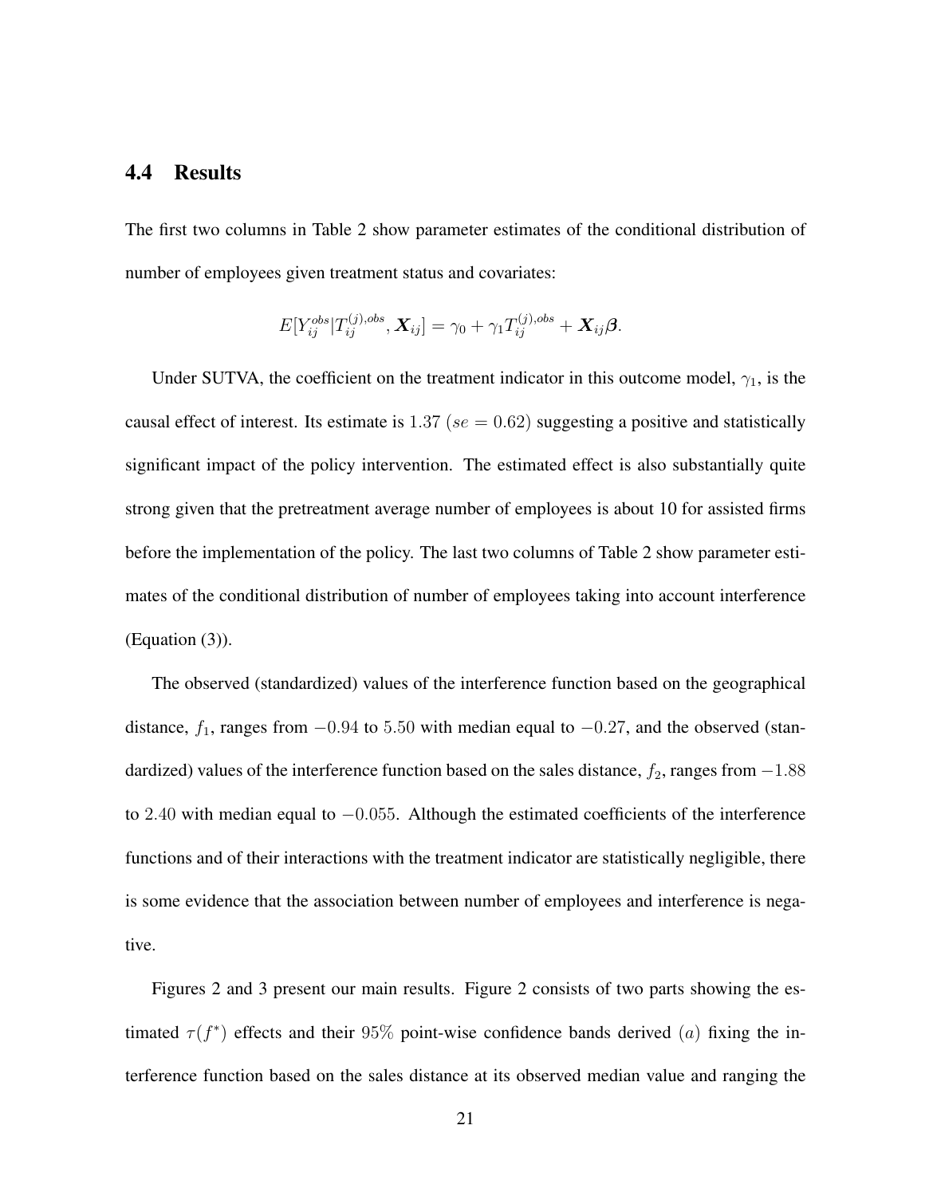## 4.4 Results

The first two columns in Table 2 show parameter estimates of the conditional distribution of number of employees given treatment status and covariates:

$$E[Y_{ij}^{obs}|T_{ij}^{(j),obs}, \boldsymbol{X}_{ij}] = \gamma_0 + \gamma_1 T_{ij}^{(j),obs} + \boldsymbol{X}_{ij}\boldsymbol{\beta}.$$

Under SUTVA, the coefficient on the treatment indicator in this outcome model, $\gamma_1$, is the causal effect of interest. Its estimate is $1.37$ $(se = 0.62)$ suggesting a positive and statistically significant impact of the policy intervention. The estimated effect is also substantially quite strong given that the pretreatment average number of employees is about 10 for assisted firms before the implementation of the policy. The last two columns of Table 2 show parameter estimates of the conditional distribution of number of employees taking into account interference (Equation (3)).

The observed (standardized) values of the interference function based on the geographical distance, $f_1$, ranges from $-0.94$ to $5.50$ with median equal to $-0.27$, and the observed (standardized) values of the interference function based on the sales distance, $f_2$, ranges from $-1.88$ to $2.40$ with median equal to $-0.055$. Although the estimated coefficients of the interference functions and of their interactions with the treatment indicator are statistically negligible, there is some evidence that the association between number of employees and interference is negative.

Figures 2 and 3 present our main results. Figure 2 consists of two parts showing the estimated $\tau(f^*)$ effects and their $95\%$ point-wise confidence bands derived $(a)$ fixing the interference function based on the sales distance at its observed median value and ranging the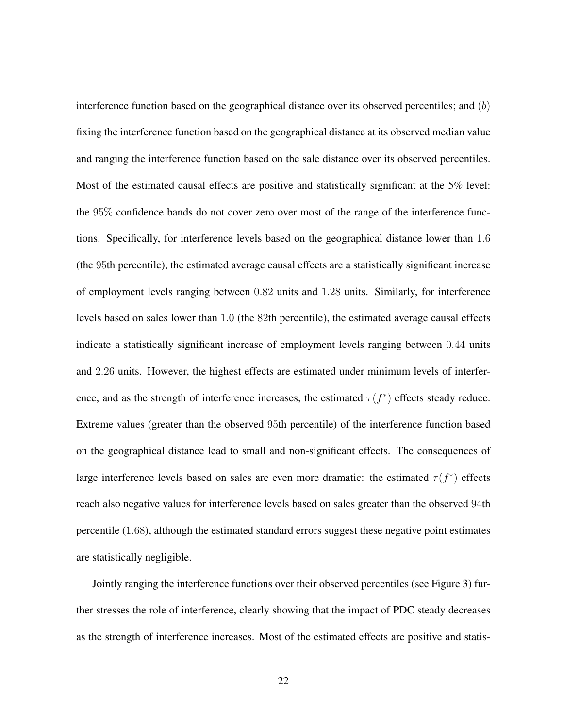interference function based on the geographical distance over its observed percentiles; and $(b)$ fixing the interference function based on the geographical distance at its observed median value and ranging the interference function based on the sale distance over its observed percentiles. Most of the estimated causal effects are positive and statistically significant at the 5% level: the $95\%$ confidence bands do not cover zero over most of the range of the interference functions. Specifically, for interference levels based on the geographical distance lower than $1.6$ (the $95$th percentile), the estimated average causal effects are a statistically significant increase of employment levels ranging between $0.82$ units and $1.28$ units. Similarly, for interference levels based on sales lower than $1.0$ (the $82$th percentile), the estimated average causal effects indicate a statistically significant increase of employment levels ranging between $0.44$ units and $2.26$ units. However, the highest effects are estimated under minimum levels of interference, and as the strength of interference increases, the estimated $\tau(f^*)$ effects steady reduce. Extreme values (greater than the observed $95$th percentile) of the interference function based on the geographical distance lead to small and non-significant effects. The consequences of large interference levels based on sales are even more dramatic: the estimated $\tau(f^*)$ effects reach also negative values for interference levels based on sales greater than the observed $94$th percentile ($1.68$), although the estimated standard errors suggest these negative point estimates are statistically negligible.

Jointly ranging the interference functions over their observed percentiles (see Figure 3) further stresses the role of interference, clearly showing that the impact of PDC steady decreases as the strength of interference increases. Most of the estimated effects are positive and statis-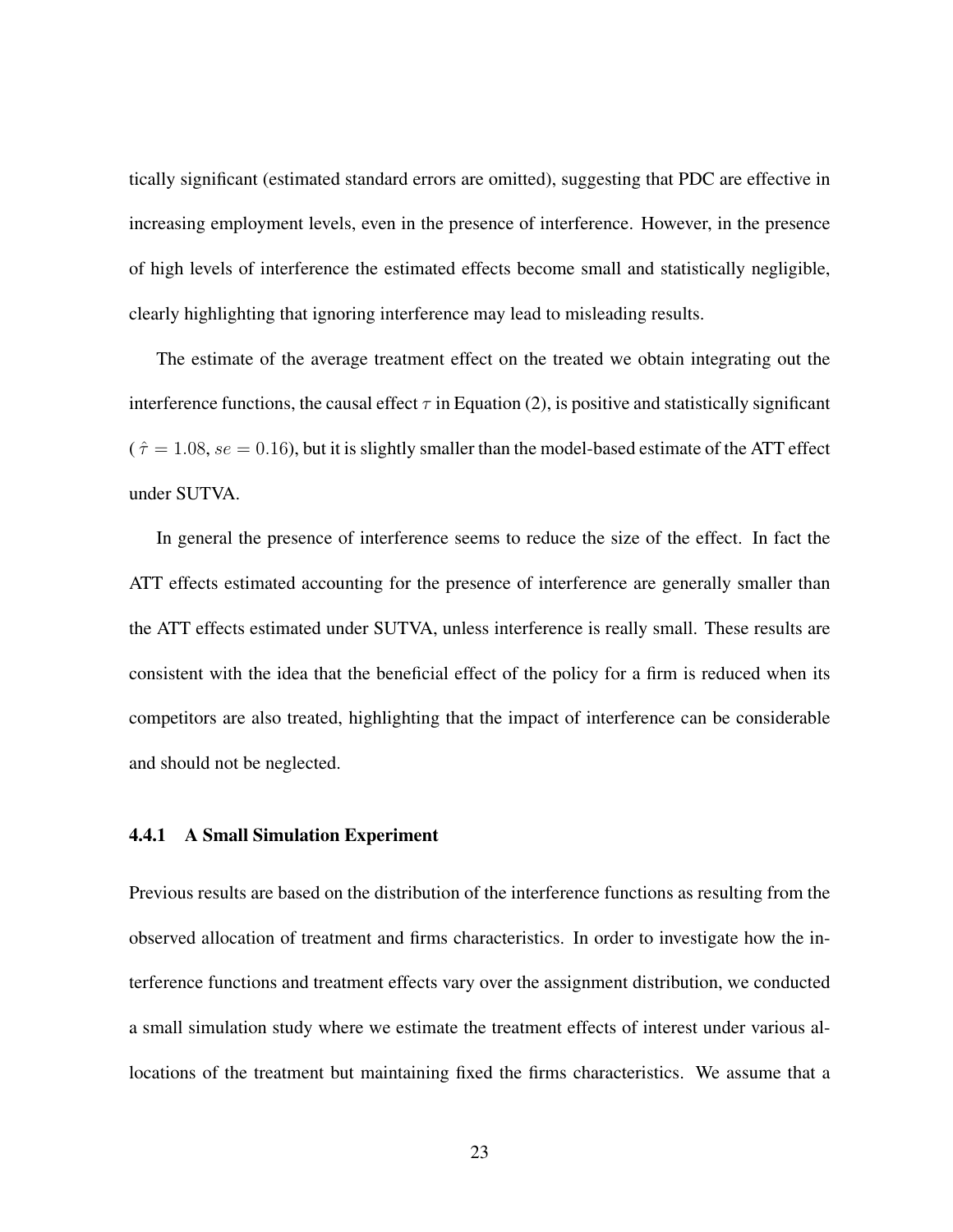tically significant (estimated standard errors are omitted), suggesting that PDC are effective in increasing employment levels, even in the presence of interference. However, in the presence of high levels of interference the estimated effects become small and statistically negligible, clearly highlighting that ignoring interference may lead to misleading results.

The estimate of the average treatment effect on the treated we obtain integrating out the interference functions, the causal effect $\tau$ in Equation (2), is positive and statistically significant ($\hat{\tau} = 1.08$, $se = 0.16$), but it is slightly smaller than the model-based estimate of the ATT effect under SUTVA.

In general the presence of interference seems to reduce the size of the effect. In fact the ATT effects estimated accounting for the presence of interference are generally smaller than the ATT effects estimated under SUTVA, unless interference is really small. These results are consistent with the idea that the beneficial effect of the policy for a firm is reduced when its competitors are also treated, highlighting that the impact of interference can be considerable and should not be neglected.

#### 4.4.1 A Small Simulation Experiment

Previous results are based on the distribution of the interference functions as resulting from the observed allocation of treatment and firms characteristics. In order to investigate how the interference functions and treatment effects vary over the assignment distribution, we conducted a small simulation study where we estimate the treatment effects of interest under various allocations of the treatment but maintaining fixed the firms characteristics. We assume that a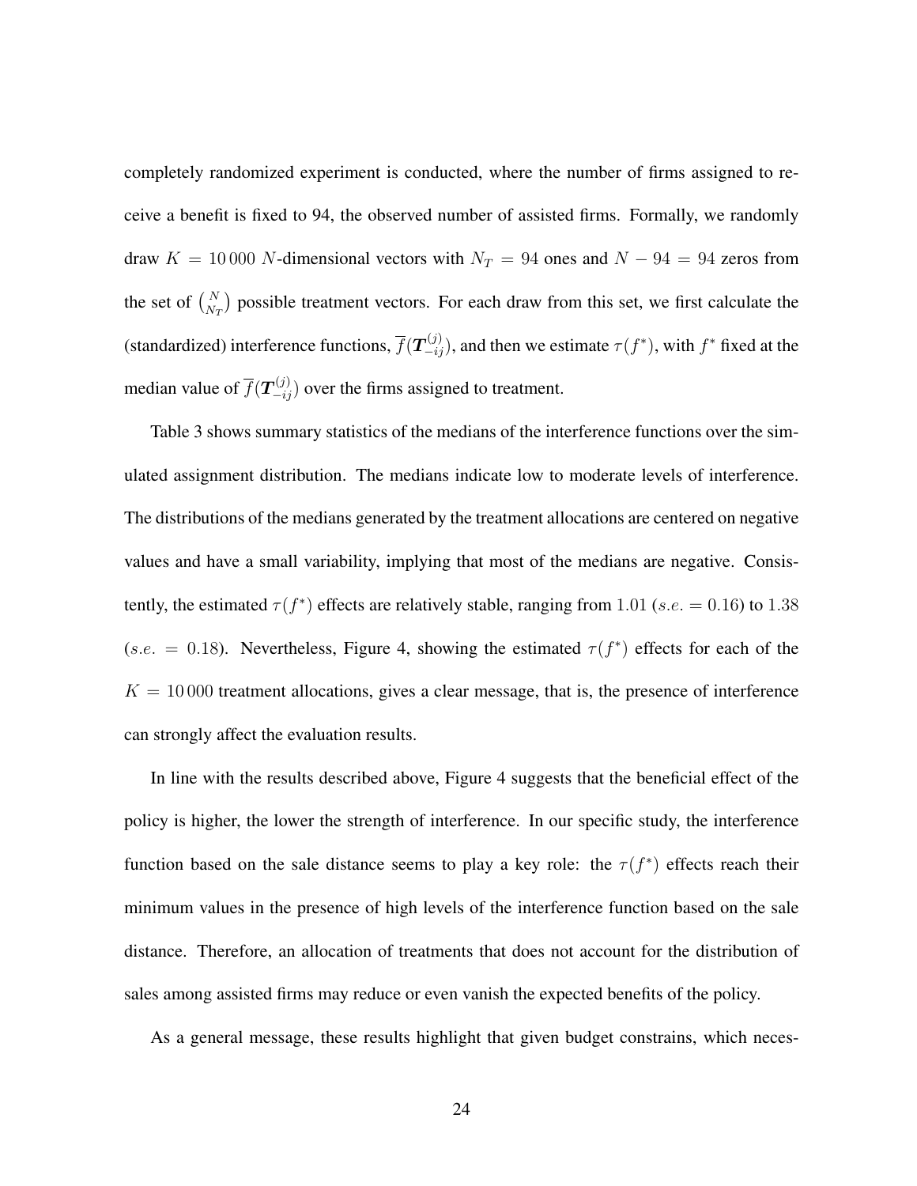completely randomized experiment is conducted, where the number of firms assigned to receive a benefit is fixed to 94, the observed number of assisted firms. Formally, we randomly draw $K = 10\,000$ $N$-dimensional vectors with $N_T = 94$ ones and $N - 94 = 94$ zeros from the set of $\binom{N}{N_T}$ possible treatment vectors. For each draw from this set, we first calculate the (standardized) interference functions, $\overline{f}(\boldsymbol{T}^{(j)}_{-ij})$, and then we estimate $\tau(f^*)$, with $f^*$ fixed at the median value of $\overline{f}(\boldsymbol{T}^{(j)}_{-ij})$ over the firms assigned to treatment.

Table 3 shows summary statistics of the medians of the interference functions over the simulated assignment distribution. The medians indicate low to moderate levels of interference. The distributions of the medians generated by the treatment allocations are centered on negative values and have a small variability, implying that most of the medians are negative. Consistently, the estimated $\tau(f^*)$ effects are relatively stable, ranging from $1.01$ ($s.e. = 0.16$) to $1.38$ ($s.e. = 0.18$). Nevertheless, Figure 4, showing the estimated $\tau(f^*)$ effects for each of the $K = 10\,000$ treatment allocations, gives a clear message, that is, the presence of interference can strongly affect the evaluation results.

In line with the results described above, Figure 4 suggests that the beneficial effect of the policy is higher, the lower the strength of interference. In our specific study, the interference function based on the sale distance seems to play a key role: the $\tau(f^*)$ effects reach their minimum values in the presence of high levels of the interference function based on the sale distance. Therefore, an allocation of treatments that does not account for the distribution of sales among assisted firms may reduce or even vanish the expected benefits of the policy.

As a general message, these results highlight that given budget constrains, which neces-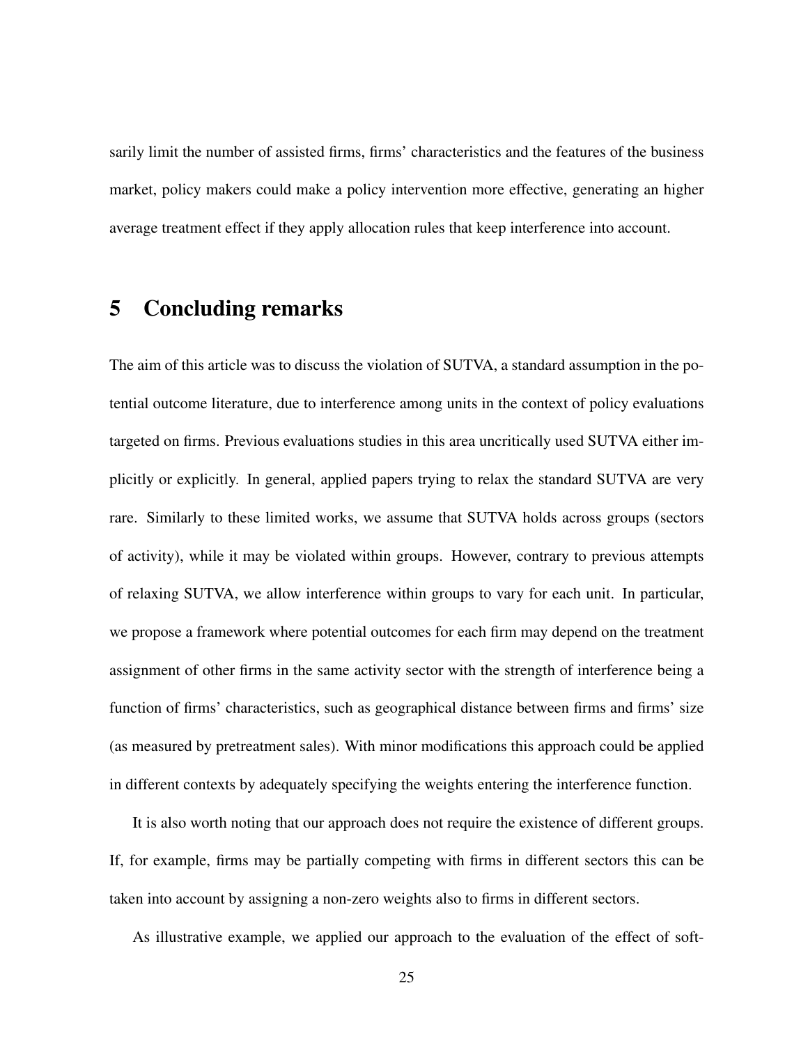sarily limit the number of assisted firms, firms' characteristics and the features of the business market, policy makers could make a policy intervention more effective, generating an higher average treatment effect if they apply allocation rules that keep interference into account.

## 5 Concluding remarks

The aim of this article was to discuss the violation of SUTVA, a standard assumption in the potential outcome literature, due to interference among units in the context of policy evaluations targeted on firms. Previous evaluations studies in this area uncritically used SUTVA either implicitly or explicitly. In general, applied papers trying to relax the standard SUTVA are very rare. Similarly to these limited works, we assume that SUTVA holds across groups (sectors of activity), while it may be violated within groups. However, contrary to previous attempts of relaxing SUTVA, we allow interference within groups to vary for each unit. In particular, we propose a framework where potential outcomes for each firm may depend on the treatment assignment of other firms in the same activity sector with the strength of interference being a function of firms' characteristics, such as geographical distance between firms and firms' size (as measured by pretreatment sales). With minor modifications this approach could be applied in different contexts by adequately specifying the weights entering the interference function.

It is also worth noting that our approach does not require the existence of different groups. If, for example, firms may be partially competing with firms in different sectors this can be taken into account by assigning a non-zero weights also to firms in different sectors.

As illustrative example, we applied our approach to the evaluation of the effect of soft-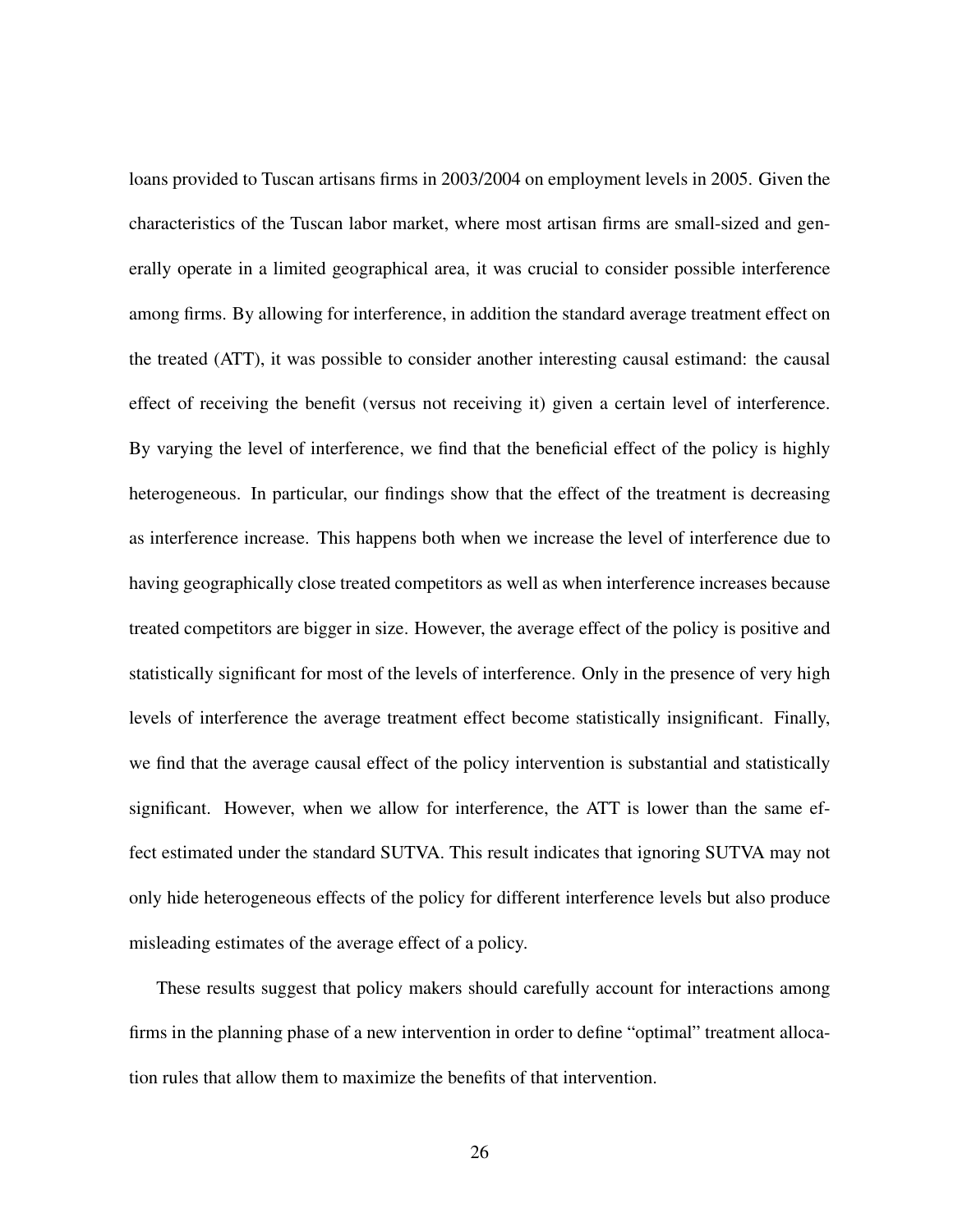loans provided to Tuscan artisans firms in 2003/2004 on employment levels in 2005. Given the characteristics of the Tuscan labor market, where most artisan firms are small-sized and generally operate in a limited geographical area, it was crucial to consider possible interference among firms. By allowing for interference, in addition the standard average treatment effect on the treated (ATT), it was possible to consider another interesting causal estimand: the causal effect of receiving the benefit (versus not receiving it) given a certain level of interference. By varying the level of interference, we find that the beneficial effect of the policy is highly heterogeneous. In particular, our findings show that the effect of the treatment is decreasing as interference increase. This happens both when we increase the level of interference due to having geographically close treated competitors as well as when interference increases because treated competitors are bigger in size. However, the average effect of the policy is positive and statistically significant for most of the levels of interference. Only in the presence of very high levels of interference the average treatment effect become statistically insignificant. Finally, we find that the average causal effect of the policy intervention is substantial and statistically significant. However, when we allow for interference, the ATT is lower than the same effect estimated under the standard SUTVA. This result indicates that ignoring SUTVA may not only hide heterogeneous effects of the policy for different interference levels but also produce misleading estimates of the average effect of a policy.

These results suggest that policy makers should carefully account for interactions among firms in the planning phase of a new intervention in order to define "optimal" treatment allocation rules that allow them to maximize the benefits of that intervention.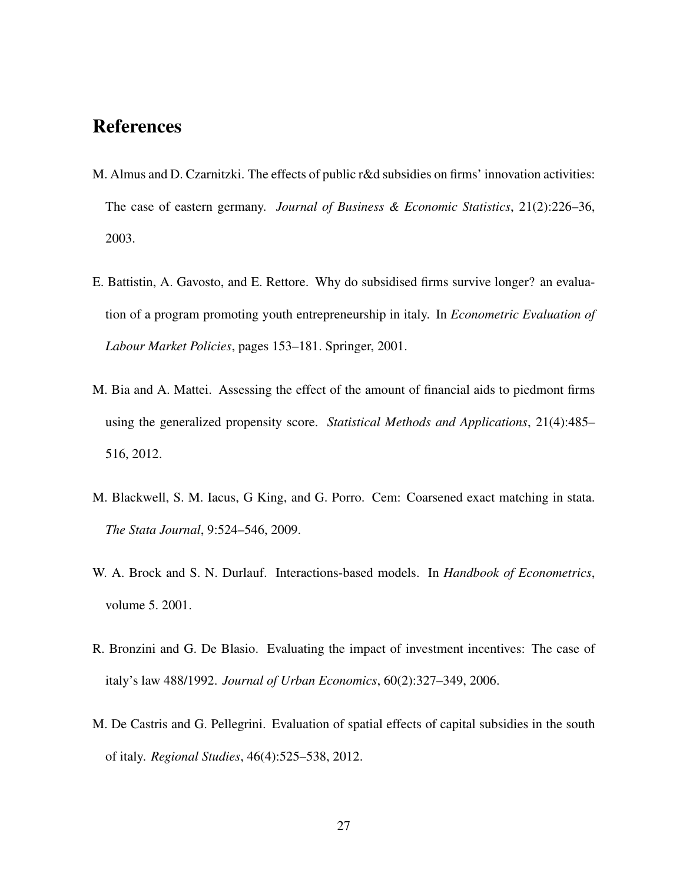# References

M. Almus and D. Czarnitzki. The effects of public r&d subsidies on firms' innovation activities: The case of eastern germany. *Journal of Business & Economic Statistics*, 21(2):226–36, 2003.

E. Battistin, A. Gavosto, and E. Rettore. Why do subsidised firms survive longer? an evaluation of a program promoting youth entrepreneurship in italy. In *Econometric Evaluation of Labour Market Policies*, pages 153–181. Springer, 2001.

M. Bia and A. Mattei. Assessing the effect of the amount of financial aids to piedmont firms using the generalized propensity score. *Statistical Methods and Applications*, 21(4):485–516, 2012.

M. Blackwell, S. M. Iacus, G King, and G. Porro. Cem: Coarsened exact matching in stata. *The Stata Journal*, 9:524–546, 2009.

W. A. Brock and S. N. Durlauf. Interactions-based models. In *Handbook of Econometrics*, volume 5. 2001.

R. Bronzini and G. De Blasio. Evaluating the impact of investment incentives: The case of italy's law 488/1992. *Journal of Urban Economics*, 60(2):327–349, 2006.

M. De Castris and G. Pellegrini. Evaluation of spatial effects of capital subsidies in the south of italy. *Regional Studies*, 46(4):525–538, 2012.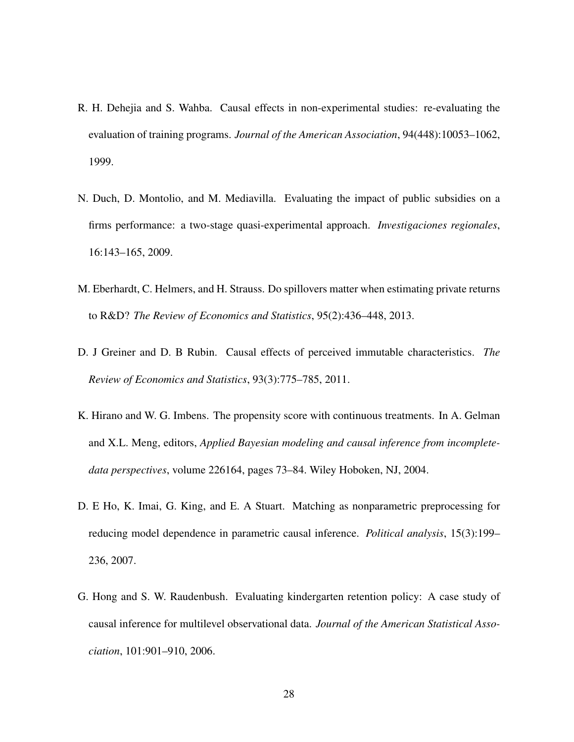R. H. Dehejia and S. Wahba. Causal effects in non-experimental studies: re-evaluating the evaluation of training programs. *Journal of the American Association*, 94(448):10053–1062, 1999.

N. Duch, D. Montolio, and M. Mediavilla. Evaluating the impact of public subsidies on a firms performance: a two-stage quasi-experimental approach. *Investigaciones regionales*, 16:143–165, 2009.

M. Eberhardt, C. Helmers, and H. Strauss. Do spillovers matter when estimating private returns to R&D? *The Review of Economics and Statistics*, 95(2):436–448, 2013.

D. J Greiner and D. B Rubin. Causal effects of perceived immutable characteristics. *The Review of Economics and Statistics*, 93(3):775–785, 2011.

K. Hirano and W. G. Imbens. The propensity score with continuous treatments. In A. Gelman and X.L. Meng, editors, *Applied Bayesian modeling and causal inference from incomplete-data perspectives*, volume 226164, pages 73–84. Wiley Hoboken, NJ, 2004.

D. E Ho, K. Imai, G. King, and E. A Stuart. Matching as nonparametric preprocessing for reducing model dependence in parametric causal inference. *Political analysis*, 15(3):199–236, 2007.

G. Hong and S. W. Raudenbush. Evaluating kindergarten retention policy: A case study of causal inference for multilevel observational data. *Journal of the American Statistical Association*, 101:901–910, 2006.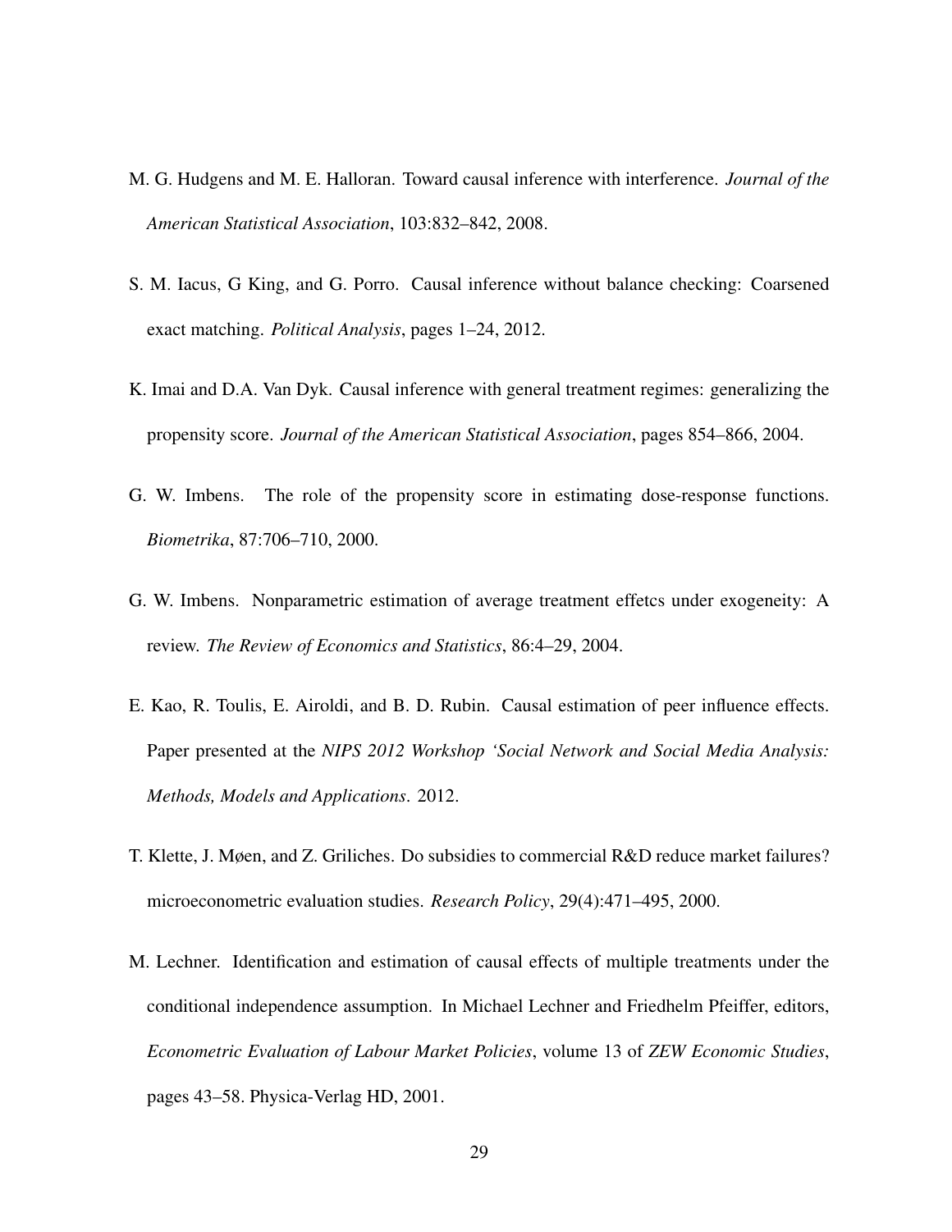M. G. Hudgens and M. E. Halloran. Toward causal inference with interference. *Journal of the American Statistical Association*, 103:832–842, 2008.

S. M. Iacus, G King, and G. Porro. Causal inference without balance checking: Coarsened exact matching. *Political Analysis*, pages 1–24, 2012.

K. Imai and D.A. Van Dyk. Causal inference with general treatment regimes: generalizing the propensity score. *Journal of the American Statistical Association*, pages 854–866, 2004.

G. W. Imbens. The role of the propensity score in estimating dose-response functions. *Biometrika*, 87:706–710, 2000.

G. W. Imbens. Nonparametric estimation of average treatment effetcs under exogeneity: A review. *The Review of Economics and Statistics*, 86:4–29, 2004.

E. Kao, R. Toulis, E. Airoldi, and B. D. Rubin. Causal estimation of peer influence effects. Paper presented at the *NIPS 2012 Workshop 'Social Network and Social Media Analysis: Methods, Models and Applications*. 2012.

T. Klette, J. Møen, and Z. Griliches. Do subsidies to commercial R&D reduce market failures? microeconometric evaluation studies. *Research Policy*, 29(4):471–495, 2000.

M. Lechner. Identification and estimation of causal effects of multiple treatments under the conditional independence assumption. In Michael Lechner and Friedhelm Pfeiffer, editors, *Econometric Evaluation of Labour Market Policies*, volume 13 of *ZEW Economic Studies*, pages 43–58. Physica-Verlag HD, 2001.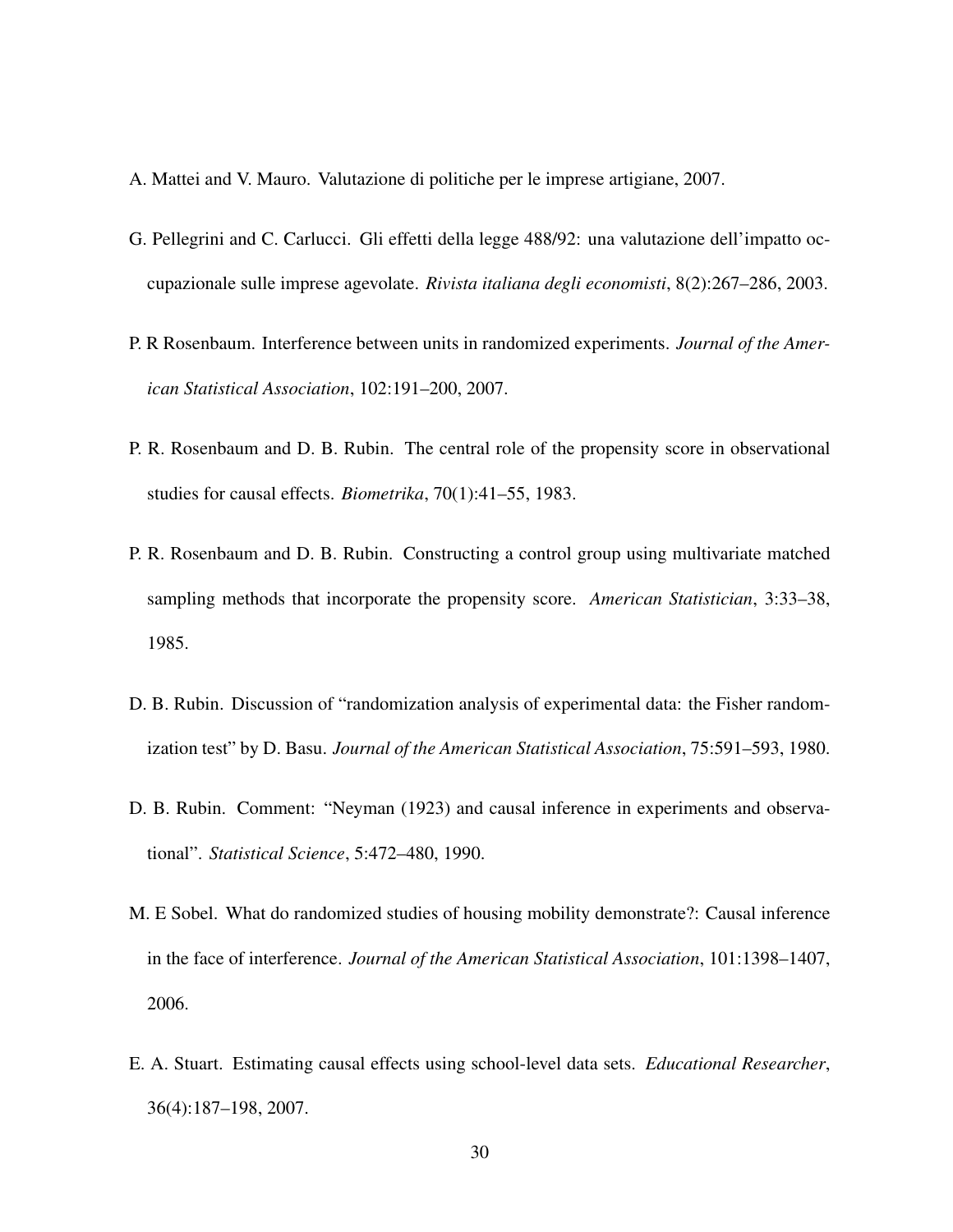A. Mattei and V. Mauro. Valutazione di politiche per le imprese artigiane, 2007.

G. Pellegrini and C. Carlucci. Gli effetti della legge 488/92: una valutazione dell'impatto occupazionale sulle imprese agevolate. *Rivista italiana degli economisti*, 8(2):267–286, 2003.

P. R Rosenbaum. Interference between units in randomized experiments. *Journal of the American Statistical Association*, 102:191–200, 2007.

P. R. Rosenbaum and D. B. Rubin. The central role of the propensity score in observational studies for causal effects. *Biometrika*, 70(1):41–55, 1983.

P. R. Rosenbaum and D. B. Rubin. Constructing a control group using multivariate matched sampling methods that incorporate the propensity score. *American Statistician*, 3:33–38, 1985.

D. B. Rubin. Discussion of "randomization analysis of experimental data: the Fisher randomization test" by D. Basu. *Journal of the American Statistical Association*, 75:591–593, 1980.

D. B. Rubin. Comment: "Neyman (1923) and causal inference in experiments and observational". *Statistical Science*, 5:472–480, 1990.

M. E Sobel. What do randomized studies of housing mobility demonstrate?: Causal inference in the face of interference. *Journal of the American Statistical Association*, 101:1398–1407, 2006.

E. A. Stuart. Estimating causal effects using school-level data sets. *Educational Researcher*, 36(4):187–198, 2007.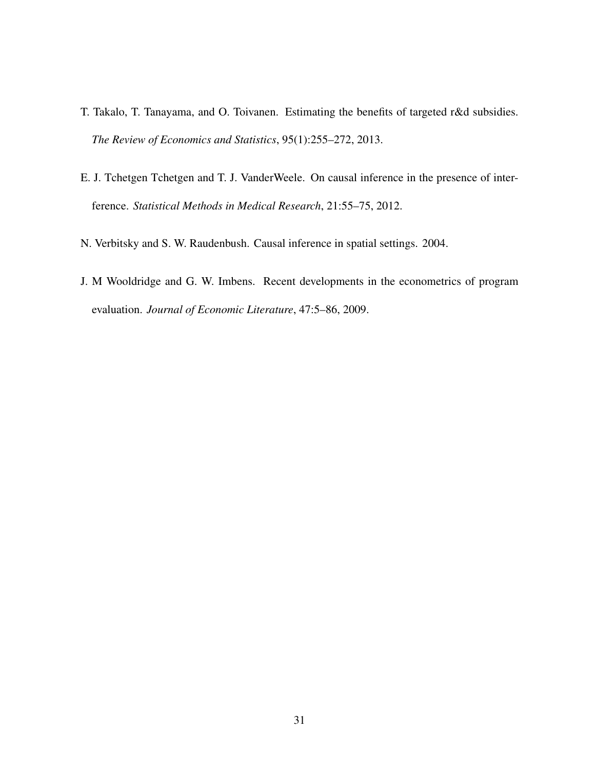T. Takalo, T. Tanayama, and O. Toivanen. Estimating the benefits of targeted r&d subsidies. *The Review of Economics and Statistics*, 95(1):255–272, 2013.

E. J. Tchetgen Tchetgen and T. J. VanderWeele. On causal inference in the presence of interference. *Statistical Methods in Medical Research*, 21:55–75, 2012.

N. Verbitsky and S. W. Raudenbush. Causal inference in spatial settings. 2004.

J. M Wooldridge and G. W. Imbens. Recent developments in the econometrics of program evaluation. *Journal of Economic Literature*, 47:5–86, 2009.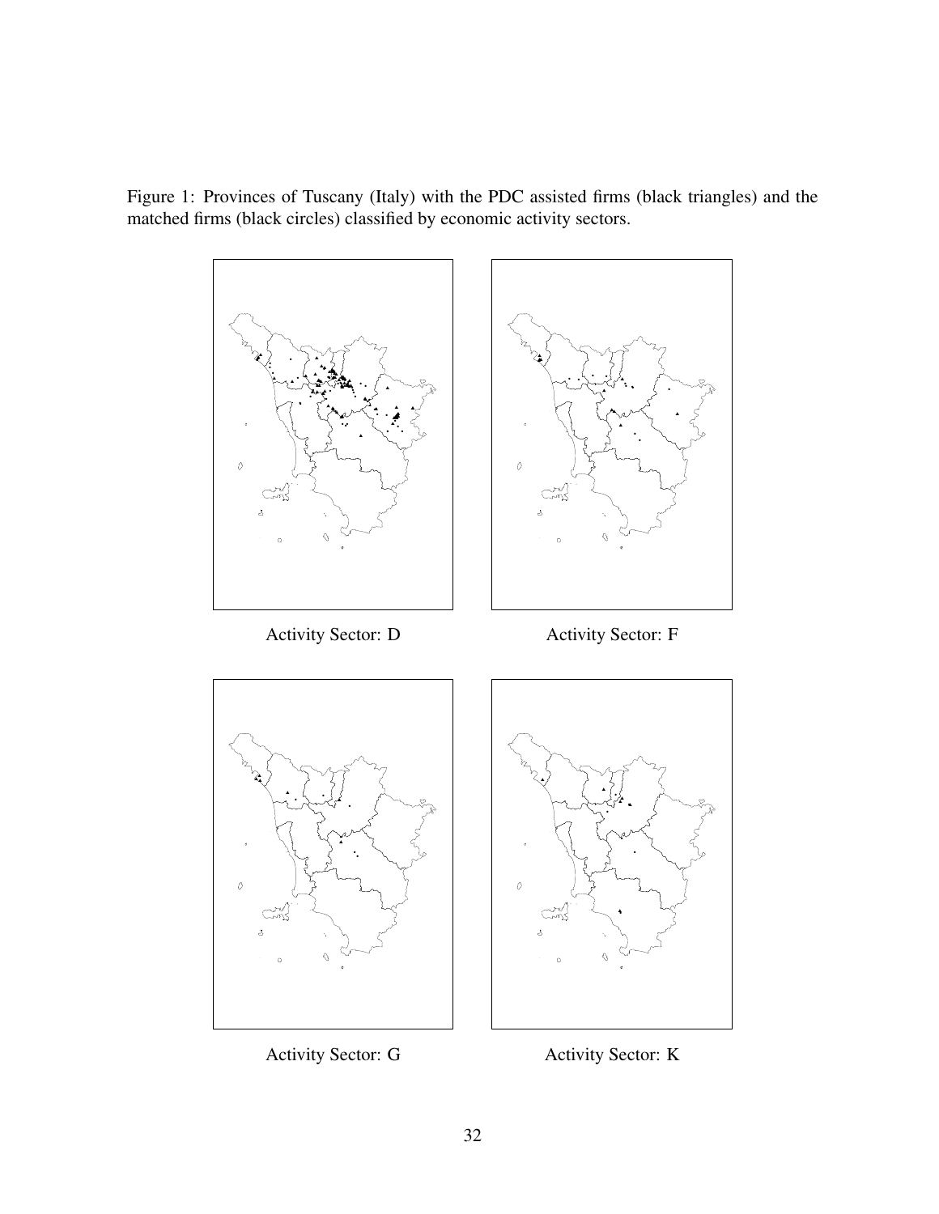Figure 1: Provinces of Tuscany (Italy) with the PDC assisted firms (black triangles) and the matched firms (black circles) classified by economic activity sectors.

Activity Sector: D

Activity Sector: F

Activity Sector: G

Activity Sector: K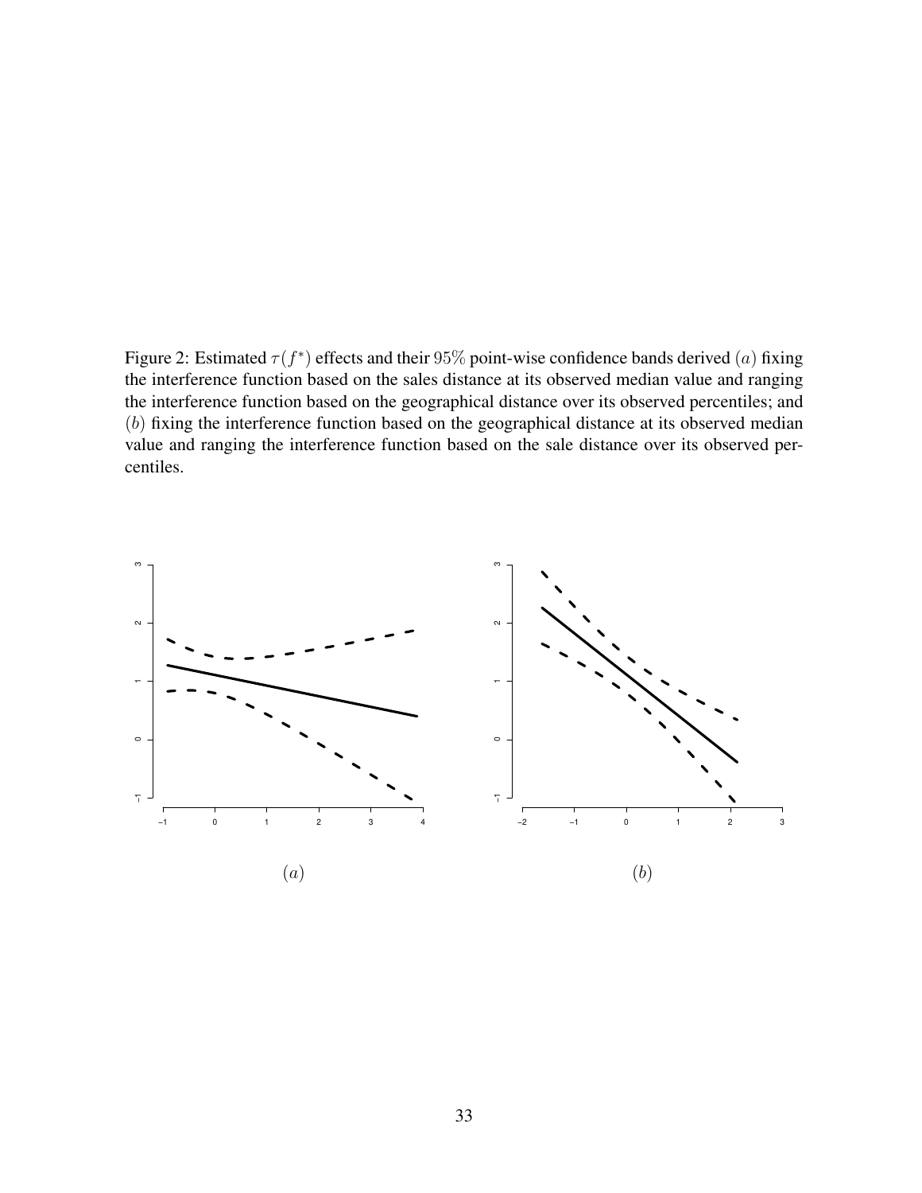Figure 2: Estimated $\tau(f^*)$ effects and their $95\%$ point-wise confidence bands derived $(a)$ fixing the interference function based on the sales distance at its observed median value and ranging the interference function based on the geographical distance over its observed percentiles; and $(b)$ fixing the interference function based on the geographical distance at its observed median value and ranging the interference function based on the sale distance over its observed percentiles.

$(a)$

$(b)$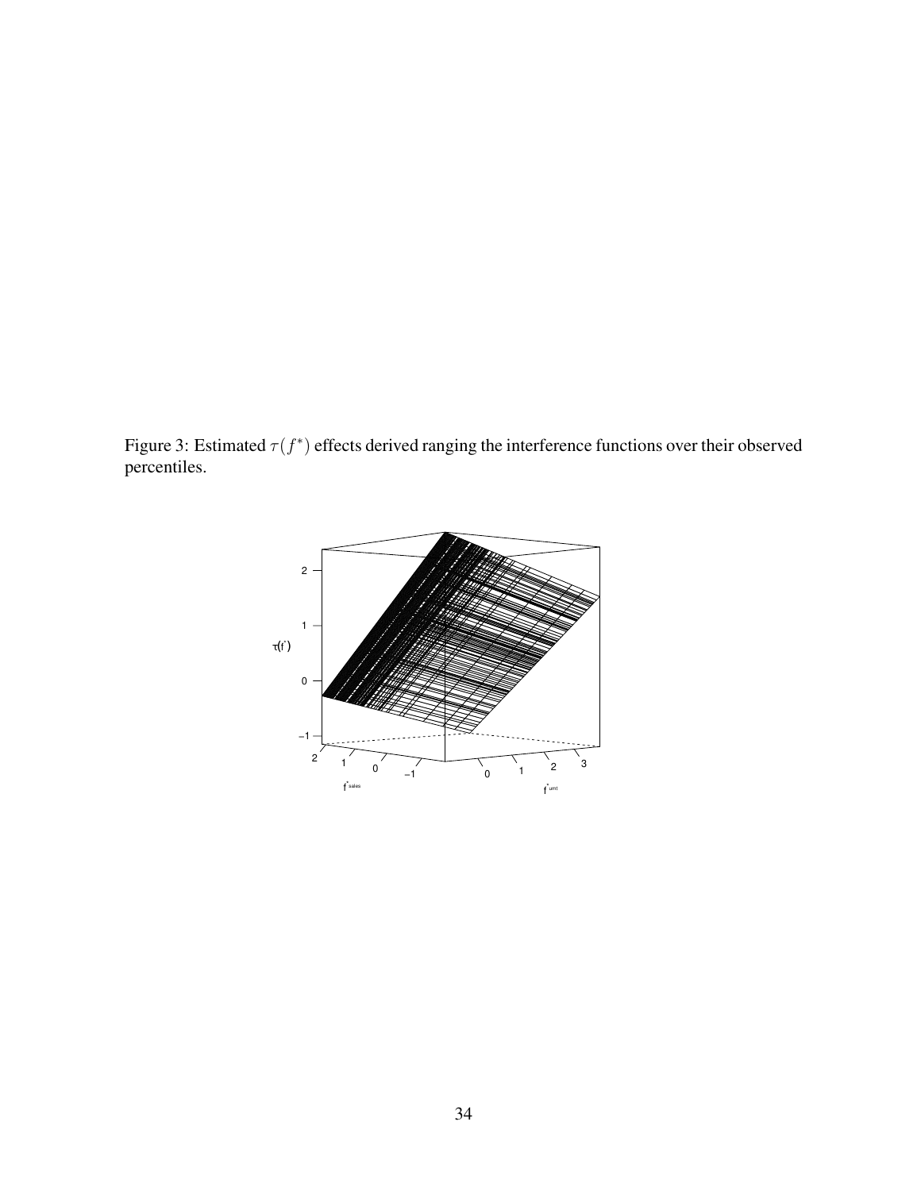Figure 3: Estimated $\tau(f^*)$ effects derived ranging the interference functions over their observed percentiles.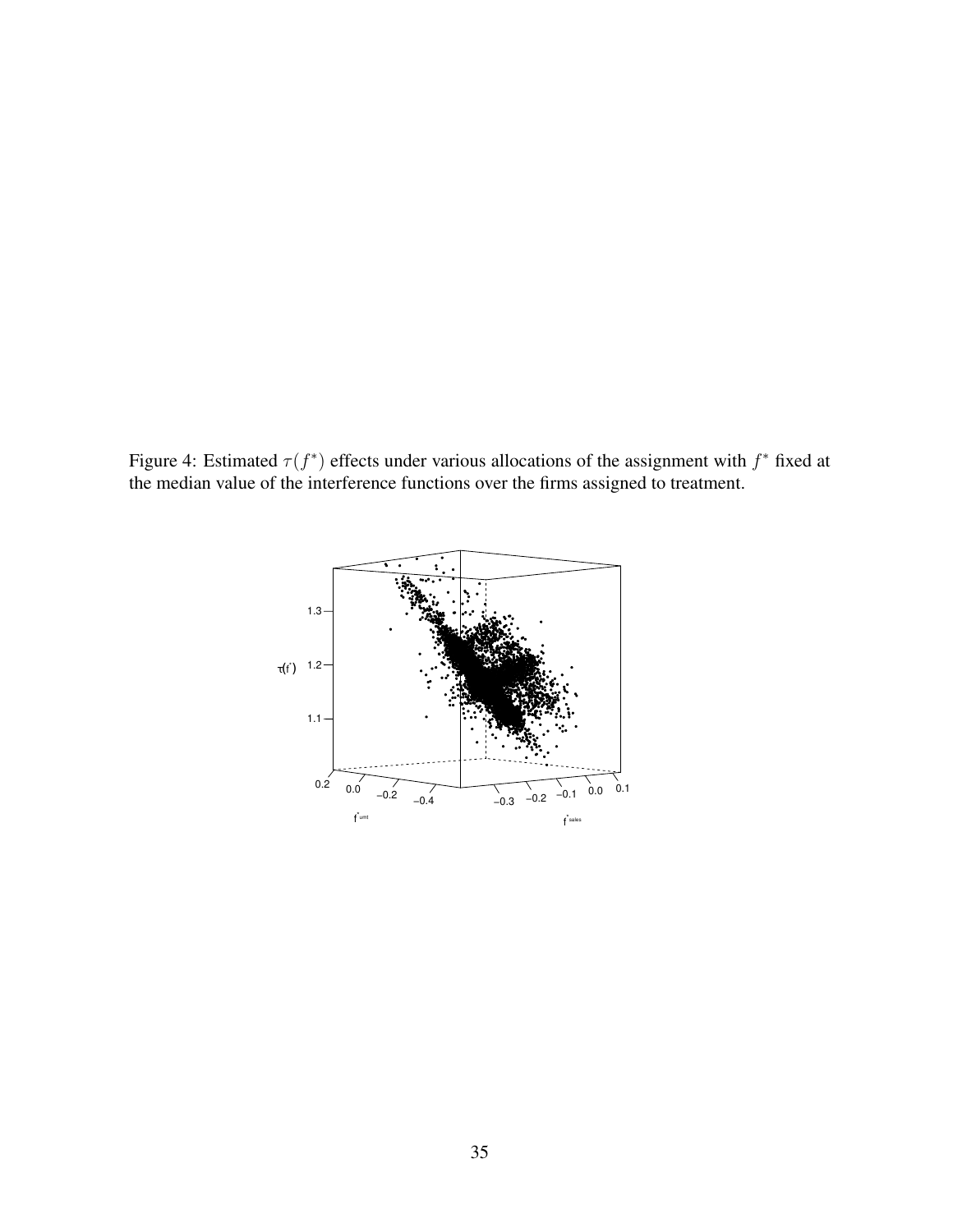Figure 4: Estimated $\tau(f^*)$ effects under various allocations of the assignment with $f^*$ fixed at the median value of the interference functions over the firms assigned to treatment.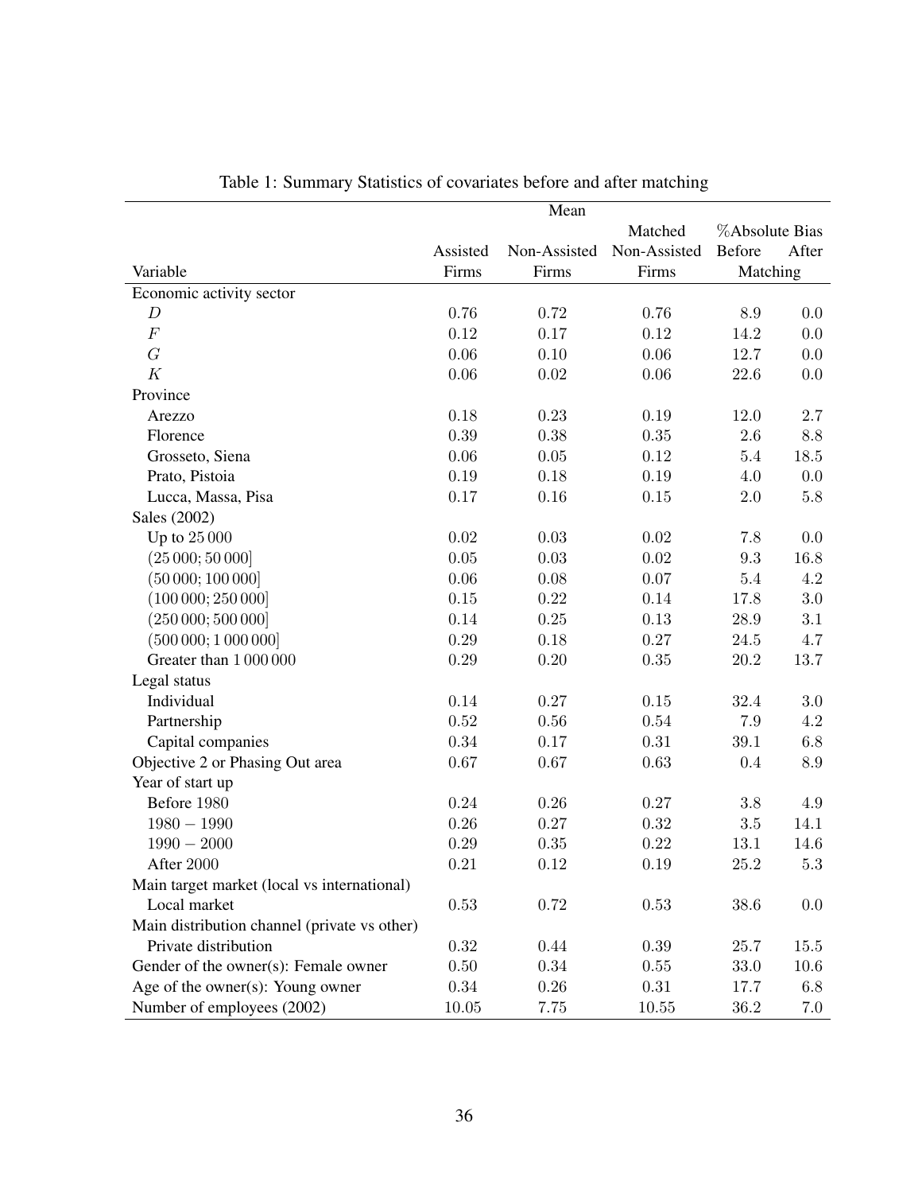Table 1: Summary Statistics of covariates before and after matching

| | Mean | | | | |
|---|---|---|---|---|---|
| | | | Matched | %Absolute Bias | |
| | Assisted | Non-Assisted | Non-Assisted | Before | After |
| Variable | Firms | Firms | Firms | Matching | |
| Economic activity sector | | | | | |
| $D$ | 0.76 | 0.72 | 0.76 | 8.9 | 0.0 |
| $F$ | 0.12 | 0.17 | 0.12 | 14.2 | 0.0 |
| $G$ | 0.06 | 0.10 | 0.06 | 12.7 | 0.0 |
| $K$ | 0.06 | 0.02 | 0.06 | 22.6 | 0.0 |
| Province | | | | | |
| Arezzo | 0.18 | 0.23 | 0.19 | 12.0 | 2.7 |
| Florence | 0.39 | 0.38 | 0.35 | 2.6 | 8.8 |
| Grosseto, Siena | 0.06 | 0.05 | 0.12 | 5.4 | 18.5 |
| Prato, Pistoia | 0.19 | 0.18 | 0.19 | 4.0 | 0.0 |
| Lucca, Massa, Pisa | 0.17 | 0.16 | 0.15 | 2.0 | 5.8 |
| Sales (2002) | | | | | |
| Up to 25 000 | 0.02 | 0.03 | 0.02 | 7.8 | 0.0 |
| $(25\,000; 50\,000]$ | 0.05 | 0.03 | 0.02 | 9.3 | 16.8 |
| $(50\,000; 100\,000]$ | 0.06 | 0.08 | 0.07 | 5.4 | 4.2 |
| $(100\,000; 250\,000]$ | 0.15 | 0.22 | 0.14 | 17.8 | 3.0 |
| $(250\,000; 500\,000]$ | 0.14 | 0.25 | 0.13 | 28.9 | 3.1 |
| $(500\,000; 1\,000\,000]$ | 0.29 | 0.18 | 0.27 | 24.5 | 4.7 |
| Greater than 1 000 000 | 0.29 | 0.20 | 0.35 | 20.2 | 13.7 |
| Legal status | | | | | |
| Individual | 0.14 | 0.27 | 0.15 | 32.4 | 3.0 |
| Partnership | 0.52 | 0.56 | 0.54 | 7.9 | 4.2 |
| Capital companies | 0.34 | 0.17 | 0.31 | 39.1 | 6.8 |
| Objective 2 or Phasing Out area | 0.67 | 0.67 | 0.63 | 0.4 | 8.9 |
| Year of start up | | | | | |
| Before 1980 | 0.24 | 0.26 | 0.27 | 3.8 | 4.9 |
| $1980 - 1990$ | 0.26 | 0.27 | 0.32 | 3.5 | 14.1 |
| $1990 - 2000$ | 0.29 | 0.35 | 0.22 | 13.1 | 14.6 |
| After 2000 | 0.21 | 0.12 | 0.19 | 25.2 | 5.3 |
| Main target market (local vs international) | | | | | |
| Local market | 0.53 | 0.72 | 0.53 | 38.6 | 0.0 |
| Main distribution channel (private vs other) | | | | | |
| Private distribution | 0.32 | 0.44 | 0.39 | 25.7 | 15.5 |
| Gender of the owner(s): Female owner | 0.50 | 0.34 | 0.55 | 33.0 | 10.6 |
| Age of the owner(s): Young owner | 0.34 | 0.26 | 0.31 | 17.7 | 6.8 |
| Number of employees (2002) | 10.05 | 7.75 | 10.55 | 36.2 | 7.0 |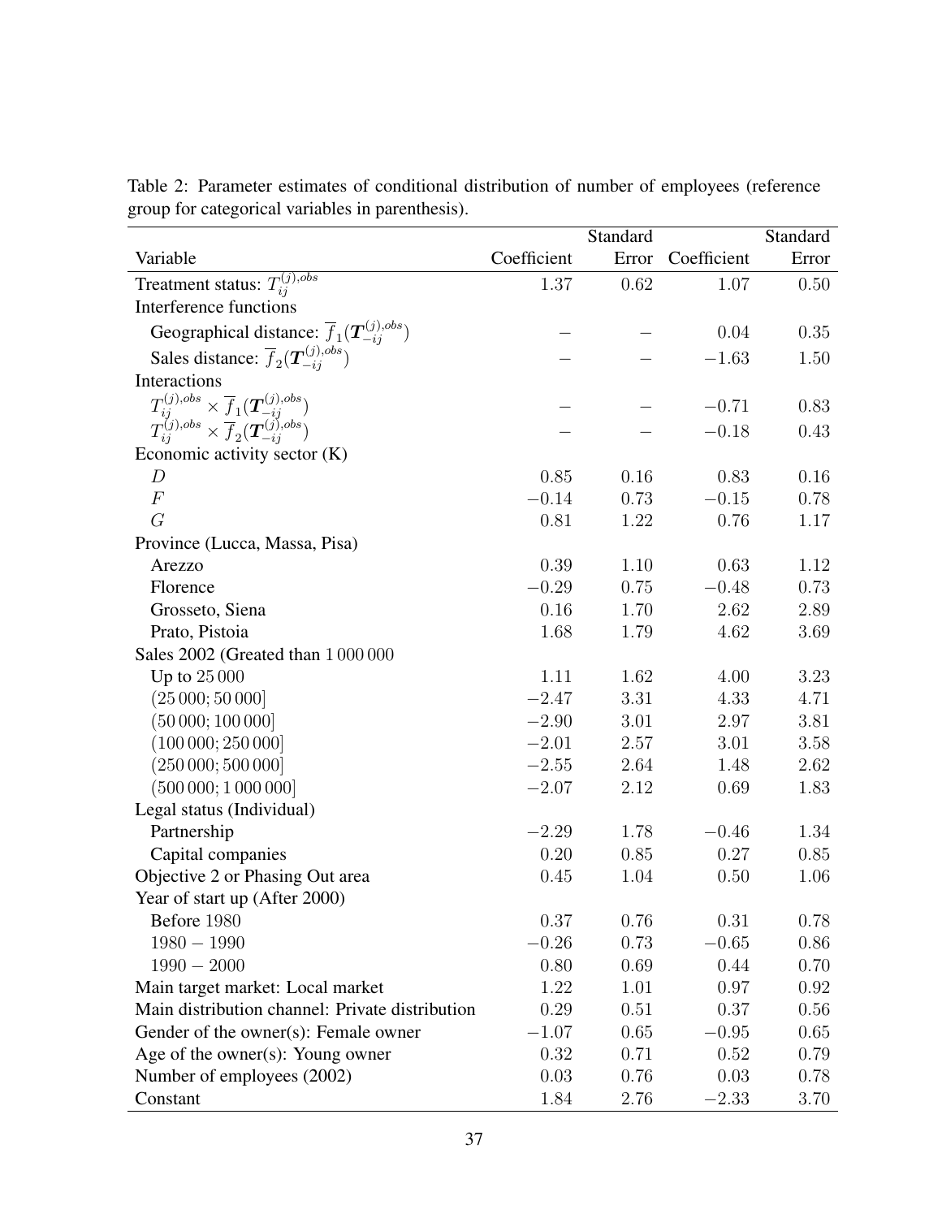Table 2: Parameter estimates of conditional distribution of number of employees (reference group for categorical variables in parenthesis).

| Variable | Coefficient | Standard Error | Coefficient | Standard Error |
|---|---|---|---|---|
| Treatment status: $T_{ij}^{(j),obs}$ | 1.37 | 0.62 | 1.07 | 0.50 |
| Interference functions | | | | |
| Geographical distance: $\overline{f}_1(\boldsymbol{T}_{-ij}^{(j),obs})$ | – | – | 0.04 | 0.35 |
| Sales distance: $\overline{f}_2(\boldsymbol{T}_{-ij}^{(j),obs})$ | – | – | $-1.63$ | 1.50 |
| Interactions | | | | |
| $T_{ij}^{(j),obs} \times \overline{f}_1(\boldsymbol{T}_{-ij}^{(j),obs})$ | – | – | $-0.71$ | 0.83 |
| $T_{ij}^{(j),obs} \times \overline{f}_2(\boldsymbol{T}_{-ij}^{(j),obs})$ | – | – | $-0.18$ | 0.43 |
| Economic activity sector (K) | | | | |
| $D$ | 0.85 | 0.16 | 0.83 | 0.16 |
| $F$ | $-0.14$ | 0.73 | $-0.15$ | 0.78 |
| $G$ | 0.81 | 1.22 | 0.76 | 1.17 |
| Province (Lucca, Massa, Pisa) | | | | |
| Arezzo | 0.39 | 1.10 | 0.63 | 1.12 |
| Florence | $-0.29$ | 0.75 | $-0.48$ | 0.73 |
| Grosseto, Siena | 0.16 | 1.70 | 2.62 | 2.89 |
| Prato, Pistoia | 1.68 | 1.79 | 4.62 | 3.69 |
| Sales 2002 (Greated than 1 000 000 | | | | |
| Up to 25 000 | 1.11 | 1.62 | 4.00 | 3.23 |
| (25 000; 50 000] | $-2.47$ | 3.31 | 4.33 | 4.71 |
| (50 000; 100 000] | $-2.90$ | 3.01 | 2.97 | 3.81 |
| (100 000; 250 000] | $-2.01$ | 2.57 | 3.01 | 3.58 |
| (250 000; 500 000] | $-2.55$ | 2.64 | 1.48 | 2.62 |
| (500 000; 1 000 000] | $-2.07$ | 2.12 | 0.69 | 1.83 |
| Legal status (Individual) | | | | |
| Partnership | $-2.29$ | 1.78 | $-0.46$ | 1.34 |
| Capital companies | 0.20 | 0.85 | 0.27 | 0.85 |
| Objective 2 or Phasing Out area | 0.45 | 1.04 | 0.50 | 1.06 |
| Year of start up (After 2000) | | | | |
| Before 1980 | 0.37 | 0.76 | 0.31 | 0.78 |
| 1980 − 1990 | $-0.26$ | 0.73 | $-0.65$ | 0.86 |
| 1990 − 2000 | 0.80 | 0.69 | 0.44 | 0.70 |
| Main target market: Local market | 1.22 | 1.01 | 0.97 | 0.92 |
| Main distribution channel: Private distribution | 0.29 | 0.51 | 0.37 | 0.56 |
| Gender of the owner(s): Female owner | $-1.07$ | 0.65 | $-0.95$ | 0.65 |
| Age of the owner(s): Young owner | 0.32 | 0.71 | 0.52 | 0.79 |
| Number of employees (2002) | 0.03 | 0.76 | 0.03 | 0.78 |
| Constant | 1.84 | 2.76 | $-2.33$ | 3.70 |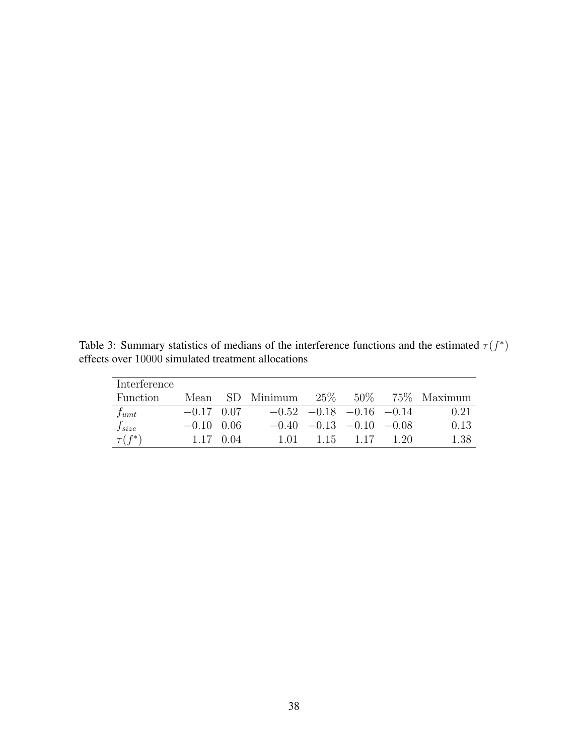Table 3: Summary statistics of medians of the interference functions and the estimated $\tau(f^*)$ effects over $10000$ simulated treatment allocations

| Interference Function | Mean | SD | Minimum | 25% | 50% | 75% | Maximum |
|---|---|---|---|---|---|---|---|
| $f_{umt}$ | $-0.17$ | $0.07$ | $-0.52$ | $-0.18$ | $-0.16$ | $-0.14$ | $0.21$ |
| $f_{size}$ | $-0.10$ | $0.06$ | $-0.40$ | $-0.13$ | $-0.10$ | $-0.08$ | $0.13$ |
| $\tau(f^*)$ | $1.17$ | $0.04$ | $1.01$ | $1.15$ | $1.17$ | $1.20$ | $1.38$ |